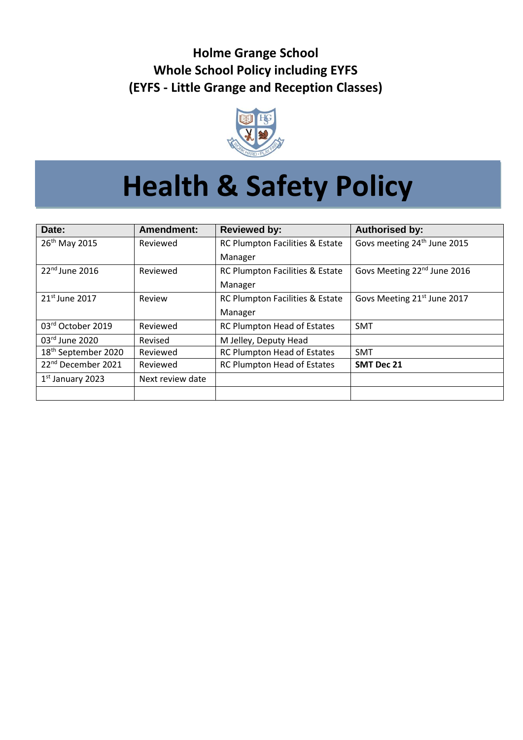**Holme Grange School**
**Whole School Policy including EYFS**
**(EYFS - Little Grange and Reception Classes)**

# Health & Safety Policy

| Date: | Amendment: | Reviewed by: | Authorised by: |
|---|---|---|---|
| 26th May 2015 | Reviewed | RC Plumpton Facilities & Estate Manager | Govs meeting 24th June 2015 |
| 22nd June 2016 | Reviewed | RC Plumpton Facilities & Estate Manager | Govs Meeting 22nd June 2016 |
| 21st June 2017 | Review | RC Plumpton Facilities & Estate Manager | Govs Meeting 21st June 2017 |
| 03rd October 2019 | Reviewed | RC Plumpton Head of Estates | SMT |
| 03rd June 2020 | Revised | M Jelley, Deputy Head | |
| 18th September 2020 | Reviewed | RC Plumpton Head of Estates | SMT |
| 22nd December 2021 | Reviewed | RC Plumpton Head of Estates | **SMT Dec 21** |
| 1st January 2023 | Next review date | | |
| | | | |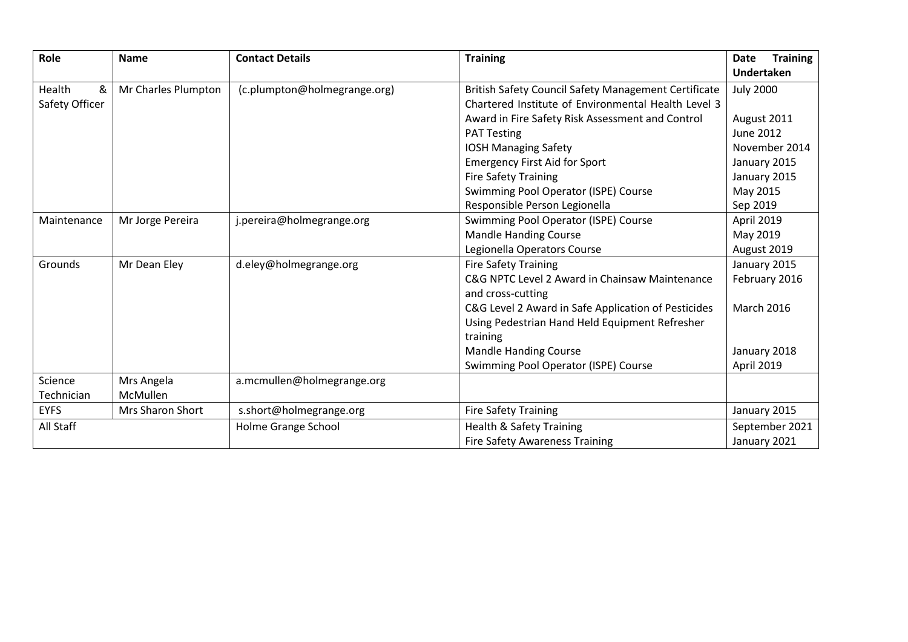| Role | Name | Contact Details | Training | Date Training Undertaken |
|---|---|---|---|---|
| Health & Safety Officer | Mr Charles Plumpton | (c.plumpton@holmegrange.org) | British Safety Council Safety Management Certificate<br>Chartered Institute of Environmental Health Level 3 Award in Fire Safety Risk Assessment and Control<br>PAT Testing<br>IOSH Managing Safety<br>Emergency First Aid for Sport<br>Fire Safety Training<br>Swimming Pool Operator (ISPE) Course<br>Responsible Person Legionella | July 2000<br><br>August 2011<br>June 2012<br>November 2014<br>January 2015<br>January 2015<br>May 2015<br>Sep 2019 |
| Maintenance | Mr Jorge Pereira | j.pereira@holmegrange.org | Swimming Pool Operator (ISPE) Course<br>Mandle Handing Course<br>Legionella Operators Course | April 2019<br>May 2019<br>August 2019 |
| Grounds | Mr Dean Eley | d.eley@holmegrange.org | Fire Safety Training<br>C&G NPTC Level 2 Award in Chainsaw Maintenance and cross-cutting<br>C&G Level 2 Award in Safe Application of Pesticides Using Pedestrian Hand Held Equipment Refresher training<br>Mandle Handing Course<br>Swimming Pool Operator (ISPE) Course | January 2015<br>February 2016<br><br>March 2016<br><br><br>January 2018<br>April 2019 |
| Science Technician | Mrs Angela McMullen | a.mcmullen@holmegrange.org | | |
| EYFS | Mrs Sharon Short | s.short@holmegrange.org | Fire Safety Training | January 2015 |
| All Staff | | Holme Grange School | Health & Safety Training<br>Fire Safety Awareness Training | September 2021<br>January 2021 |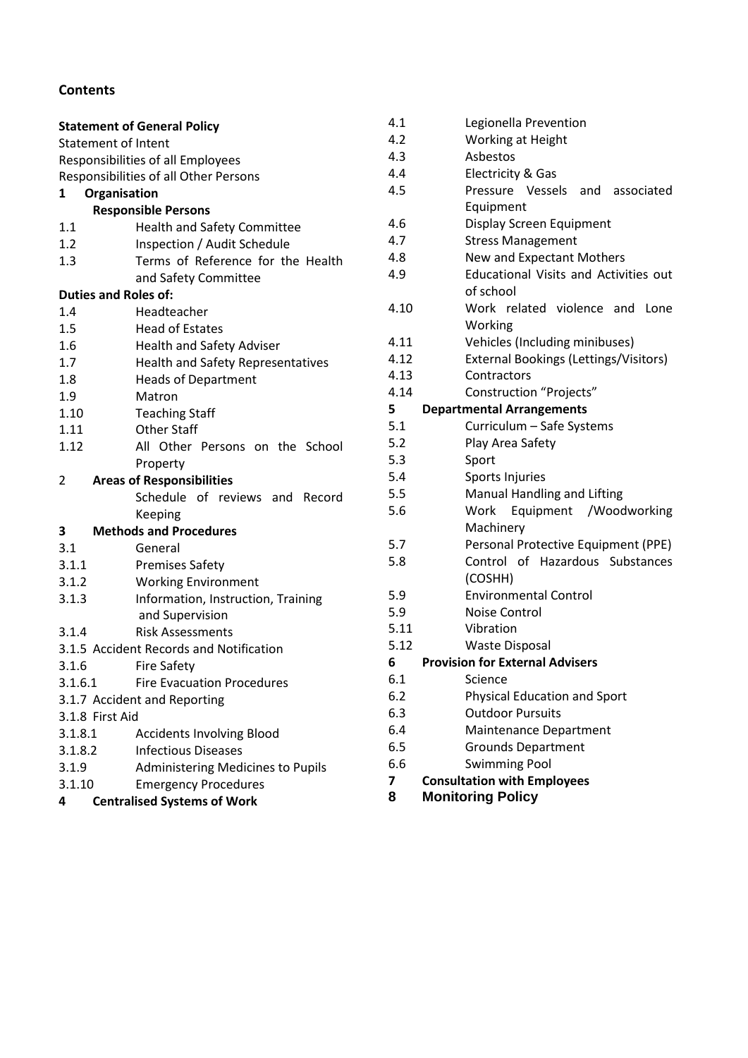## Contents

**Statement of General Policy**

Statement of Intent

Responsibilities of all Employees

Responsibilities of all Other Persons

**1 Organisation**

**Responsible Persons**

1.1 Health and Safety Committee

1.2 Inspection / Audit Schedule

1.3 Terms of Reference for the Health and Safety Committee

**Duties and Roles of:**

1.4 Headteacher

1.5 Head of Estates

1.6 Health and Safety Adviser

1.7 Health and Safety Representatives

1.8 Heads of Department

1.9 Matron

1.10 Teaching Staff

1.11 Other Staff

1.12 All Other Persons on the School Property

2 **Areas of Responsibilities**

Schedule of reviews and Record Keeping

**3 Methods and Procedures**

3.1 General

3.1.1 Premises Safety

3.1.2 Working Environment

3.1.3 Information, Instruction, Training and Supervision

3.1.4 Risk Assessments

3.1.5 Accident Records and Notification

3.1.6 Fire Safety

3.1.6.1 Fire Evacuation Procedures

3.1.7 Accident and Reporting

3.1.8 First Aid

3.1.8.1 Accidents Involving Blood

3.1.8.2 Infectious Diseases

3.1.9 Administering Medicines to Pupils

3.1.10 Emergency Procedures

**4 Centralised Systems of Work**

4.1 Legionella Prevention

4.2 Working at Height

4.3 Asbestos

4.4 Electricity & Gas

4.5 Pressure Vessels and associated Equipment

4.6 Display Screen Equipment

4.7 Stress Management

4.8 New and Expectant Mothers

4.9 Educational Visits and Activities out of school

4.10 Work related violence and Lone Working

4.11 Vehicles (Including minibuses)

4.12 External Bookings (Lettings/Visitors)

4.13 Contractors

4.14 Construction "Projects"

**5 Departmental Arrangements**

5.1 Curriculum – Safe Systems

5.2 Play Area Safety

5.3 Sport

5.4 Sports Injuries

5.5 Manual Handling and Lifting

5.6 Work Equipment /Woodworking Machinery

5.7 Personal Protective Equipment (PPE)

5.8 Control of Hazardous Substances (COSHH)

5.9 Environmental Control

5.9 Noise Control

5.11 Vibration

5.12 Waste Disposal

**6 Provision for External Advisers**

6.1 Science

6.2 Physical Education and Sport

6.3 Outdoor Pursuits

6.4 Maintenance Department

6.5 Grounds Department

6.6 Swimming Pool

**7 Consultation with Employees**

**8 Monitoring Policy**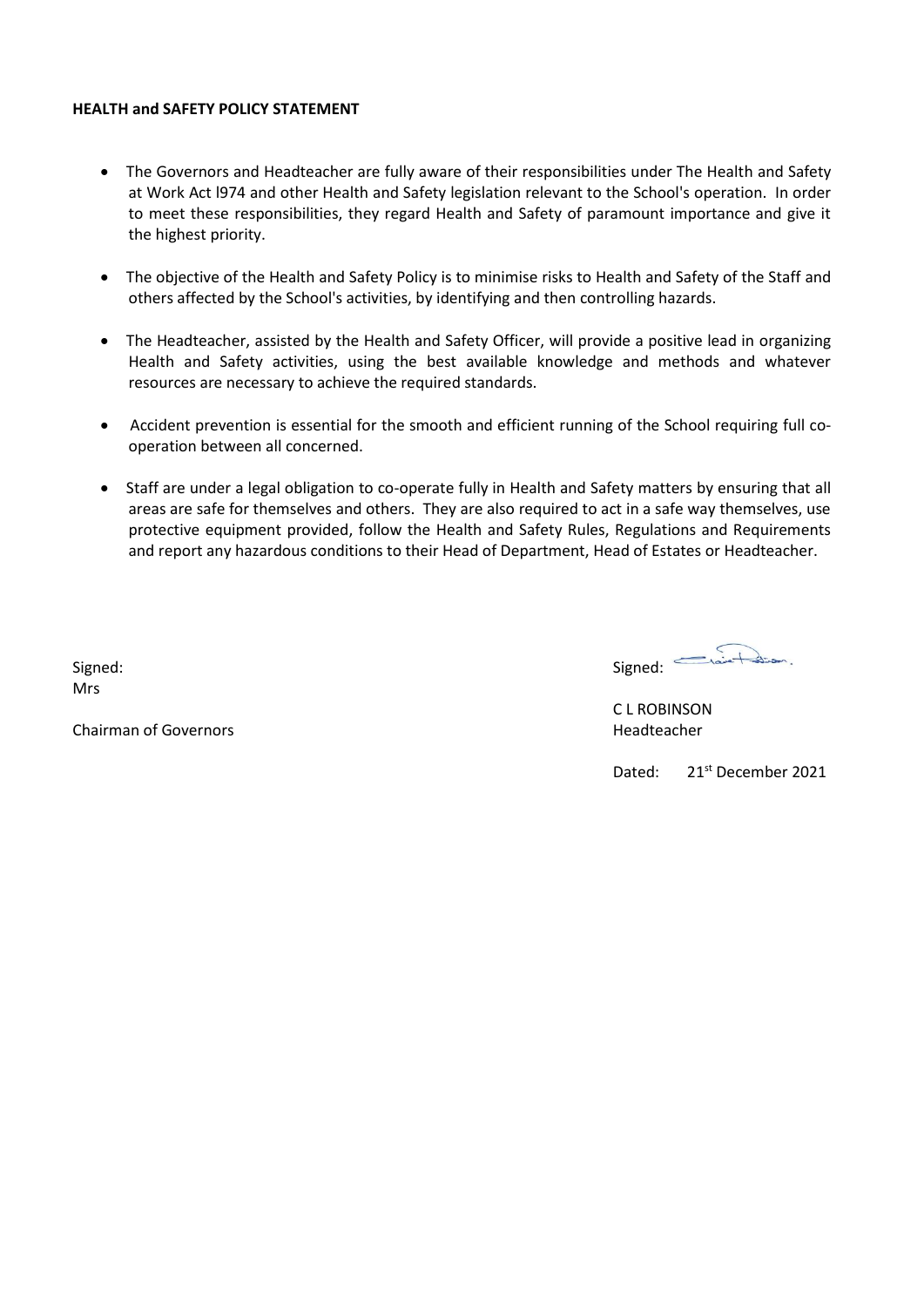**HEALTH and SAFETY POLICY STATEMENT**

- The Governors and Headteacher are fully aware of their responsibilities under The Health and Safety at Work Act l974 and other Health and Safety legislation relevant to the School's operation. In order to meet these responsibilities, they regard Health and Safety of paramount importance and give it the highest priority.
- The objective of the Health and Safety Policy is to minimise risks to Health and Safety of the Staff and others affected by the School's activities, by identifying and then controlling hazards.
- The Headteacher, assisted by the Health and Safety Officer, will provide a positive lead in organizing Health and Safety activities, using the best available knowledge and methods and whatever resources are necessary to achieve the required standards.
- Accident prevention is essential for the smooth and efficient running of the School requiring full co-operation between all concerned.
- Staff are under a legal obligation to co-operate fully in Health and Safety matters by ensuring that all areas are safe for themselves and others. They are also required to act in a safe way themselves, use protective equipment provided, follow the Health and Safety Rules, Regulations and Requirements and report any hazardous conditions to their Head of Department, Head of Estates or Headteacher.

Signed:
Mrs

Chairman of Governors

Signed:

C L ROBINSON
Headteacher

Dated: 21st December 2021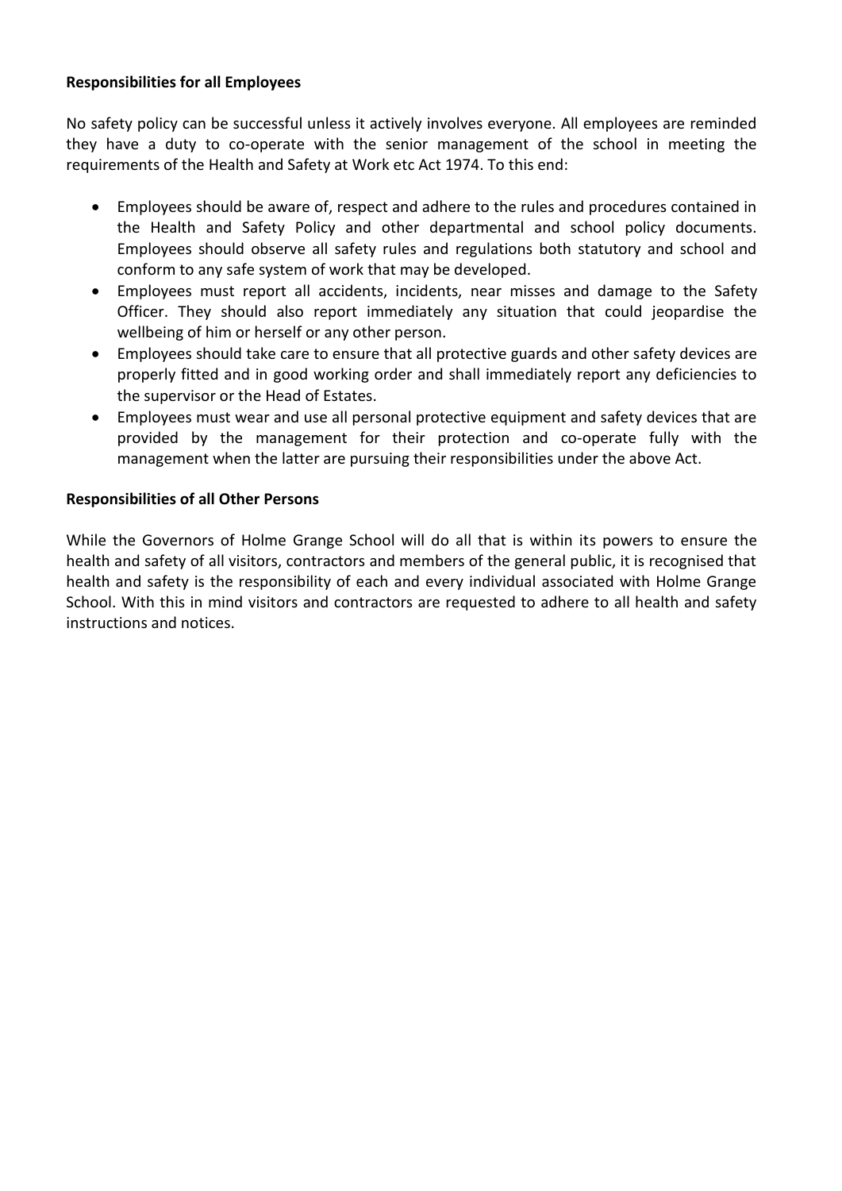**Responsibilities for all Employees**

No safety policy can be successful unless it actively involves everyone. All employees are reminded they have a duty to co-operate with the senior management of the school in meeting the requirements of the Health and Safety at Work etc Act 1974. To this end:

- Employees should be aware of, respect and adhere to the rules and procedures contained in the Health and Safety Policy and other departmental and school policy documents. Employees should observe all safety rules and regulations both statutory and school and conform to any safe system of work that may be developed.
- Employees must report all accidents, incidents, near misses and damage to the Safety Officer. They should also report immediately any situation that could jeopardise the wellbeing of him or herself or any other person.
- Employees should take care to ensure that all protective guards and other safety devices are properly fitted and in good working order and shall immediately report any deficiencies to the supervisor or the Head of Estates.
- Employees must wear and use all personal protective equipment and safety devices that are provided by the management for their protection and co-operate fully with the management when the latter are pursuing their responsibilities under the above Act.

**Responsibilities of all Other Persons**

While the Governors of Holme Grange School will do all that is within its powers to ensure the health and safety of all visitors, contractors and members of the general public, it is recognised that health and safety is the responsibility of each and every individual associated with Holme Grange School. With this in mind visitors and contractors are requested to adhere to all health and safety instructions and notices.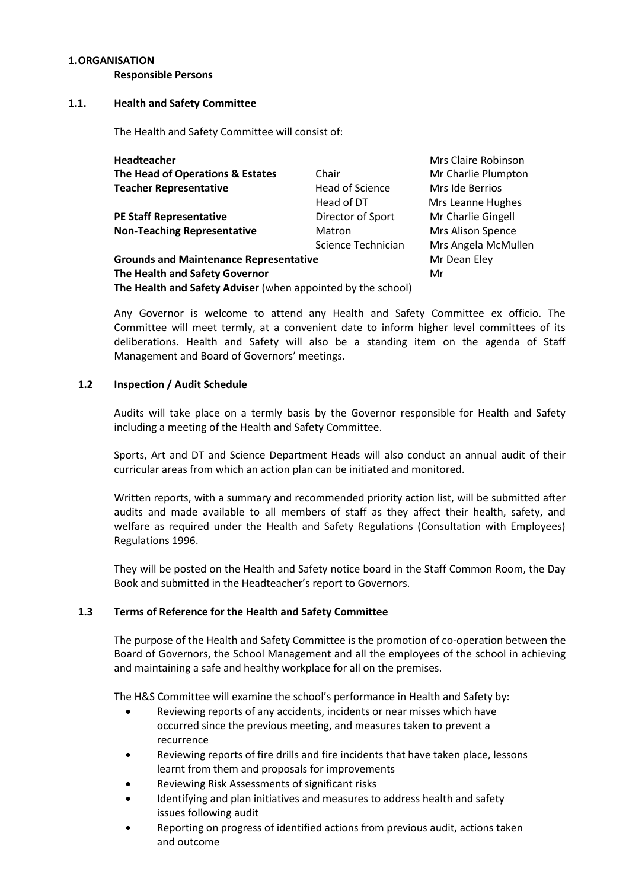## 1. ORGANISATION

**Responsible Persons**

### 1.1. Health and Safety Committee

The Health and Safety Committee will consist of:

| | | |
|---|---|---|
| **Headteacher** | | Mrs Claire Robinson |
| **The Head of Operations & Estates** | Chair | Mr Charlie Plumpton |
| **Teacher Representative** | Head of Science | Mrs Ide Berrios |
| | Head of DT | Mrs Leanne Hughes |
| **PE Staff Representative** | Director of Sport | Mr Charlie Gingell |
| **Non-Teaching Representative** | Matron | Mrs Alison Spence |
| | Science Technician | Mrs Angela McMullen |
| **Grounds and Maintenance Representative** | | Mr Dean Eley |
| **The Health and Safety Governor** | | Mr |
| **The Health and Safety Adviser** (when appointed by the school) | | |

Any Governor is welcome to attend any Health and Safety Committee ex officio. The Committee will meet termly, at a convenient date to inform higher level committees of its deliberations. Health and Safety will also be a standing item on the agenda of Staff Management and Board of Governors' meetings.

### 1.2 Inspection / Audit Schedule

Audits will take place on a termly basis by the Governor responsible for Health and Safety including a meeting of the Health and Safety Committee.

Sports, Art and DT and Science Department Heads will also conduct an annual audit of their curricular areas from which an action plan can be initiated and monitored.

Written reports, with a summary and recommended priority action list, will be submitted after audits and made available to all members of staff as they affect their health, safety, and welfare as required under the Health and Safety Regulations (Consultation with Employees) Regulations 1996.

They will be posted on the Health and Safety notice board in the Staff Common Room, the Day Book and submitted in the Headteacher's report to Governors.

### 1.3 Terms of Reference for the Health and Safety Committee

The purpose of the Health and Safety Committee is the promotion of co-operation between the Board of Governors, the School Management and all the employees of the school in achieving and maintaining a safe and healthy workplace for all on the premises.

The H&S Committee will examine the school's performance in Health and Safety by:

- Reviewing reports of any accidents, incidents or near misses which have occurred since the previous meeting, and measures taken to prevent a recurrence
- Reviewing reports of fire drills and fire incidents that have taken place, lessons learnt from them and proposals for improvements
- Reviewing Risk Assessments of significant risks
- Identifying and plan initiatives and measures to address health and safety issues following audit
- Reporting on progress of identified actions from previous audit, actions taken and outcome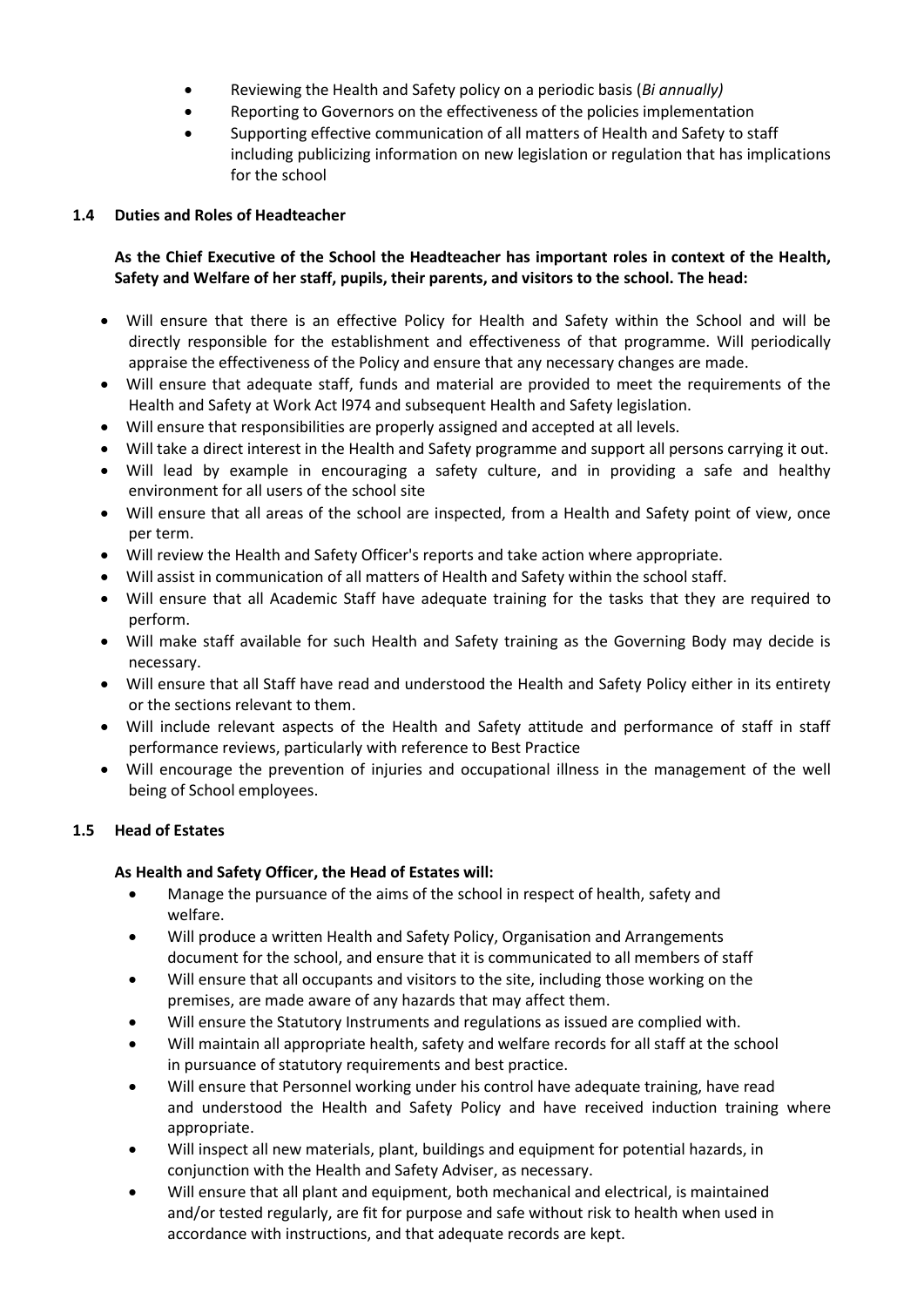- Reviewing the Health and Safety policy on a periodic basis (*Bi annually)*
- Reporting to Governors on the effectiveness of the policies implementation
- Supporting effective communication of all matters of Health and Safety to staff including publicizing information on new legislation or regulation that has implications for the school

### 1.4 Duties and Roles of Headteacher

**As the Chief Executive of the School the Headteacher has important roles in context of the Health, Safety and Welfare of her staff, pupils, their parents, and visitors to the school. The head:**

- Will ensure that there is an effective Policy for Health and Safety within the School and will be directly responsible for the establishment and effectiveness of that programme. Will periodically appraise the effectiveness of the Policy and ensure that any necessary changes are made.
- Will ensure that adequate staff, funds and material are provided to meet the requirements of the Health and Safety at Work Act l974 and subsequent Health and Safety legislation.
- Will ensure that responsibilities are properly assigned and accepted at all levels.
- Will take a direct interest in the Health and Safety programme and support all persons carrying it out.
- Will lead by example in encouraging a safety culture, and in providing a safe and healthy environment for all users of the school site
- Will ensure that all areas of the school are inspected, from a Health and Safety point of view, once per term.
- Will review the Health and Safety Officer's reports and take action where appropriate.
- Will assist in communication of all matters of Health and Safety within the school staff.
- Will ensure that all Academic Staff have adequate training for the tasks that they are required to perform.
- Will make staff available for such Health and Safety training as the Governing Body may decide is necessary.
- Will ensure that all Staff have read and understood the Health and Safety Policy either in its entirety or the sections relevant to them.
- Will include relevant aspects of the Health and Safety attitude and performance of staff in staff performance reviews, particularly with reference to Best Practice
- Will encourage the prevention of injuries and occupational illness in the management of the well being of School employees.

### 1.5 Head of Estates

**As Health and Safety Officer, the Head of Estates will:**

- Manage the pursuance of the aims of the school in respect of health, safety and welfare.
- Will produce a written Health and Safety Policy, Organisation and Arrangements document for the school, and ensure that it is communicated to all members of staff
- Will ensure that all occupants and visitors to the site, including those working on the premises, are made aware of any hazards that may affect them.
- Will ensure the Statutory Instruments and regulations as issued are complied with.
- Will maintain all appropriate health, safety and welfare records for all staff at the school in pursuance of statutory requirements and best practice.
- Will ensure that Personnel working under his control have adequate training, have read and understood the Health and Safety Policy and have received induction training where appropriate.
- Will inspect all new materials, plant, buildings and equipment for potential hazards, in conjunction with the Health and Safety Adviser, as necessary.
- Will ensure that all plant and equipment, both mechanical and electrical, is maintained and/or tested regularly, are fit for purpose and safe without risk to health when used in accordance with instructions, and that adequate records are kept.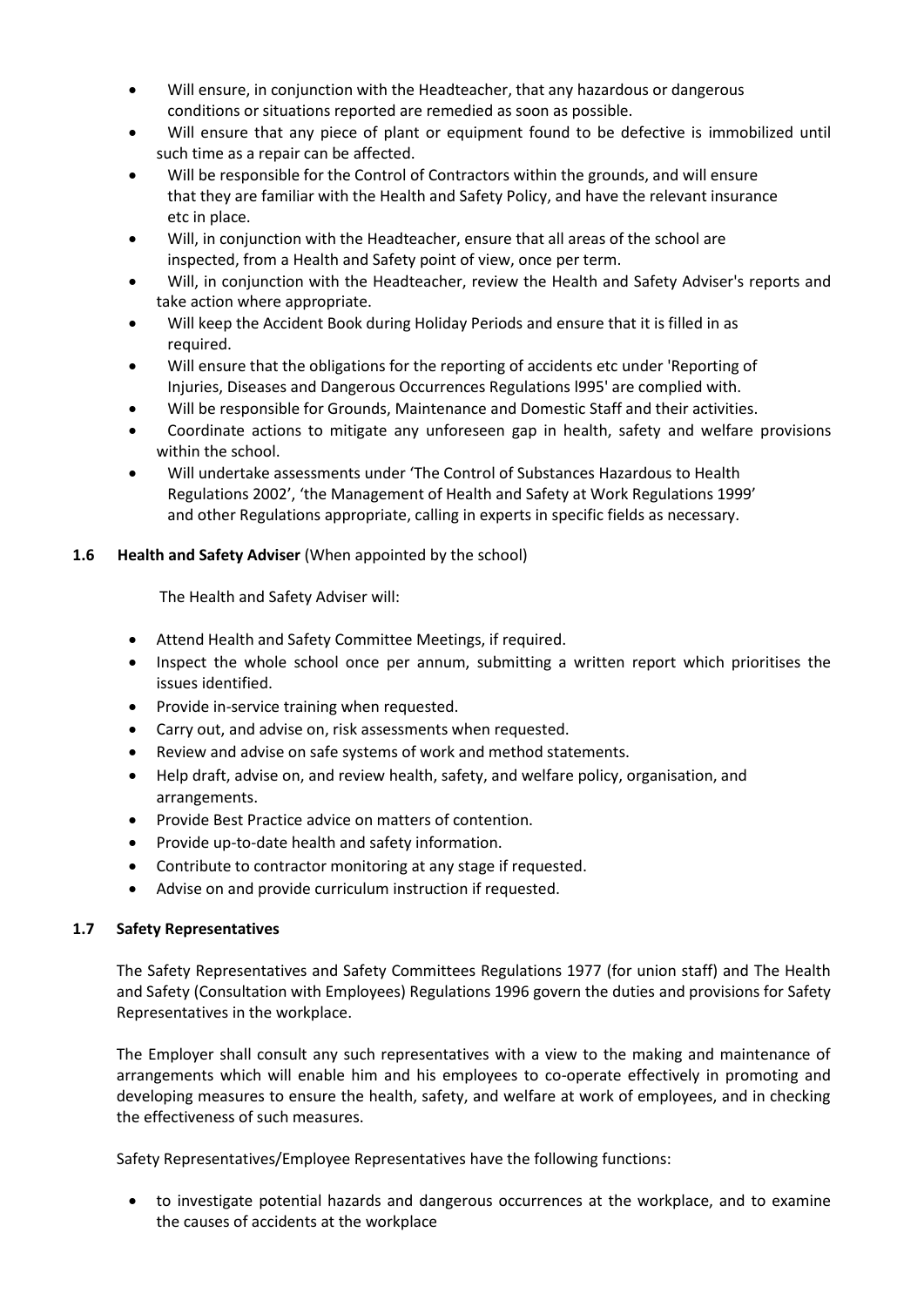- Will ensure, in conjunction with the Headteacher, that any hazardous or dangerous conditions or situations reported are remedied as soon as possible.
- Will ensure that any piece of plant or equipment found to be defective is immobilized until such time as a repair can be affected.
- Will be responsible for the Control of Contractors within the grounds, and will ensure that they are familiar with the Health and Safety Policy, and have the relevant insurance etc in place.
- Will, in conjunction with the Headteacher, ensure that all areas of the school are inspected, from a Health and Safety point of view, once per term.
- Will, in conjunction with the Headteacher, review the Health and Safety Adviser's reports and take action where appropriate.
- Will keep the Accident Book during Holiday Periods and ensure that it is filled in as required.
- Will ensure that the obligations for the reporting of accidents etc under 'Reporting of Injuries, Diseases and Dangerous Occurrences Regulations l995' are complied with.
- Will be responsible for Grounds, Maintenance and Domestic Staff and their activities.
- Coordinate actions to mitigate any unforeseen gap in health, safety and welfare provisions within the school.
- Will undertake assessments under 'The Control of Substances Hazardous to Health Regulations 2002', 'the Management of Health and Safety at Work Regulations 1999' and other Regulations appropriate, calling in experts in specific fields as necessary.

### 1.6 Health and Safety Adviser (When appointed by the school)

The Health and Safety Adviser will:

- Attend Health and Safety Committee Meetings, if required.
- Inspect the whole school once per annum, submitting a written report which prioritises the issues identified.
- Provide in-service training when requested.
- Carry out, and advise on, risk assessments when requested.
- Review and advise on safe systems of work and method statements.
- Help draft, advise on, and review health, safety, and welfare policy, organisation, and arrangements.
- Provide Best Practice advice on matters of contention.
- Provide up-to-date health and safety information.
- Contribute to contractor monitoring at any stage if requested.
- Advise on and provide curriculum instruction if requested.

### 1.7 Safety Representatives

The Safety Representatives and Safety Committees Regulations 1977 (for union staff) and The Health and Safety (Consultation with Employees) Regulations 1996 govern the duties and provisions for Safety Representatives in the workplace.

The Employer shall consult any such representatives with a view to the making and maintenance of arrangements which will enable him and his employees to co-operate effectively in promoting and developing measures to ensure the health, safety, and welfare at work of employees, and in checking the effectiveness of such measures.

Safety Representatives/Employee Representatives have the following functions:

- to investigate potential hazards and dangerous occurrences at the workplace, and to examine the causes of accidents at the workplace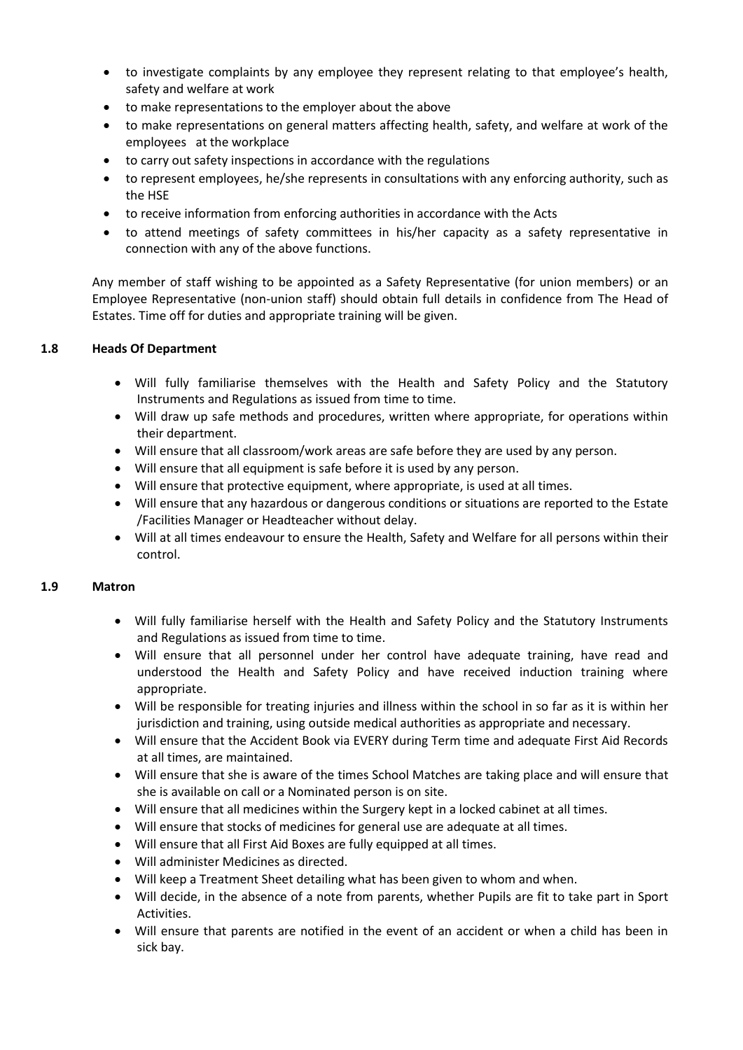- to investigate complaints by any employee they represent relating to that employee's health, safety and welfare at work
- to make representations to the employer about the above
- to make representations on general matters affecting health, safety, and welfare at work of the employees at the workplace
- to carry out safety inspections in accordance with the regulations
- to represent employees, he/she represents in consultations with any enforcing authority, such as the HSE
- to receive information from enforcing authorities in accordance with the Acts
- to attend meetings of safety committees in his/her capacity as a safety representative in connection with any of the above functions.

Any member of staff wishing to be appointed as a Safety Representative (for union members) or an Employee Representative (non-union staff) should obtain full details in confidence from The Head of Estates. Time off for duties and appropriate training will be given.

### 1.8 Heads Of Department

- Will fully familiarise themselves with the Health and Safety Policy and the Statutory Instruments and Regulations as issued from time to time.
- Will draw up safe methods and procedures, written where appropriate, for operations within their department.
- Will ensure that all classroom/work areas are safe before they are used by any person.
- Will ensure that all equipment is safe before it is used by any person.
- Will ensure that protective equipment, where appropriate, is used at all times.
- Will ensure that any hazardous or dangerous conditions or situations are reported to the Estate /Facilities Manager or Headteacher without delay.
- Will at all times endeavour to ensure the Health, Safety and Welfare for all persons within their control.

### 1.9 Matron

- Will fully familiarise herself with the Health and Safety Policy and the Statutory Instruments and Regulations as issued from time to time.
- Will ensure that all personnel under her control have adequate training, have read and understood the Health and Safety Policy and have received induction training where appropriate.
- Will be responsible for treating injuries and illness within the school in so far as it is within her jurisdiction and training, using outside medical authorities as appropriate and necessary.
- Will ensure that the Accident Book via EVERY during Term time and adequate First Aid Records at all times, are maintained.
- Will ensure that she is aware of the times School Matches are taking place and will ensure that she is available on call or a Nominated person is on site.
- Will ensure that all medicines within the Surgery kept in a locked cabinet at all times.
- Will ensure that stocks of medicines for general use are adequate at all times.
- Will ensure that all First Aid Boxes are fully equipped at all times.
- Will administer Medicines as directed.
- Will keep a Treatment Sheet detailing what has been given to whom and when.
- Will decide, in the absence of a note from parents, whether Pupils are fit to take part in Sport Activities.
- Will ensure that parents are notified in the event of an accident or when a child has been in sick bay.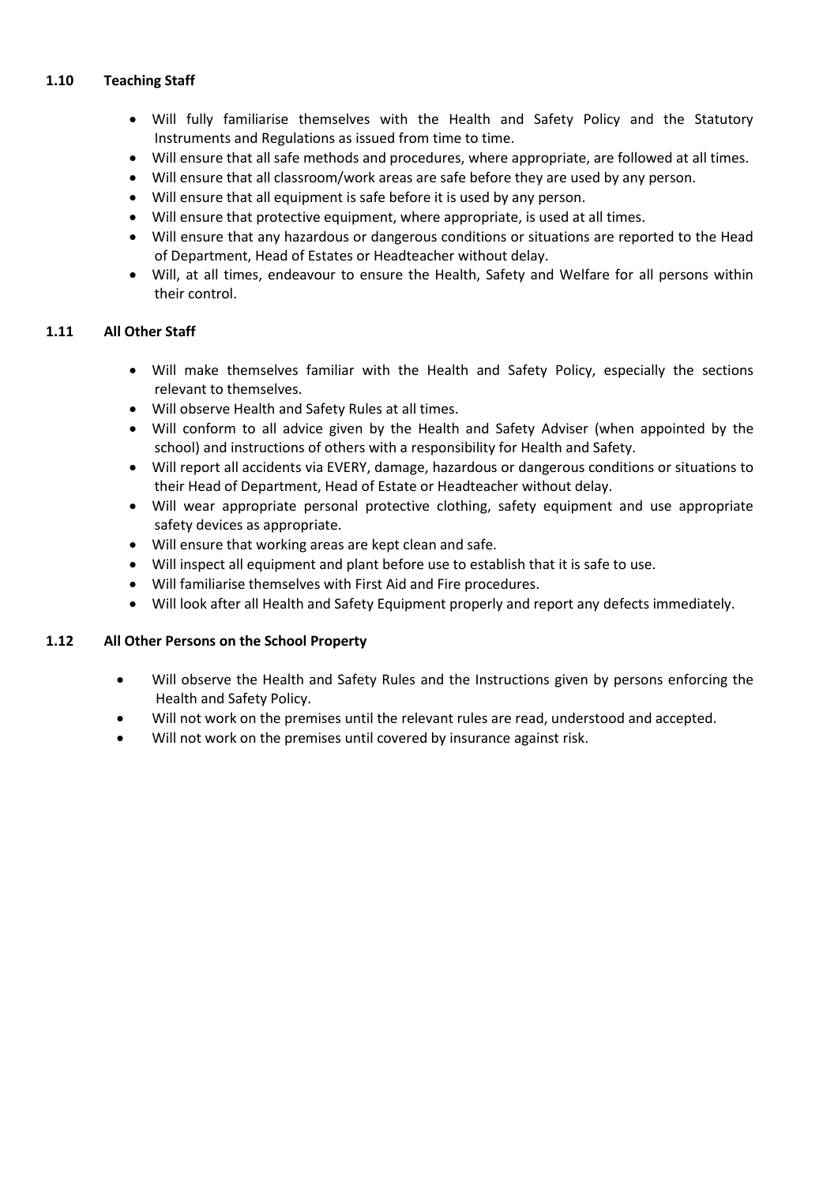### 1.10 Teaching Staff

- Will fully familiarise themselves with the Health and Safety Policy and the Statutory Instruments and Regulations as issued from time to time.
- Will ensure that all safe methods and procedures, where appropriate, are followed at all times.
- Will ensure that all classroom/work areas are safe before they are used by any person.
- Will ensure that all equipment is safe before it is used by any person.
- Will ensure that protective equipment, where appropriate, is used at all times.
- Will ensure that any hazardous or dangerous conditions or situations are reported to the Head of Department, Head of Estates or Headteacher without delay.
- Will, at all times, endeavour to ensure the Health, Safety and Welfare for all persons within their control.

### 1.11 All Other Staff

- Will make themselves familiar with the Health and Safety Policy, especially the sections relevant to themselves.
- Will observe Health and Safety Rules at all times.
- Will conform to all advice given by the Health and Safety Adviser (when appointed by the school) and instructions of others with a responsibility for Health and Safety.
- Will report all accidents via EVERY, damage, hazardous or dangerous conditions or situations to their Head of Department, Head of Estate or Headteacher without delay.
- Will wear appropriate personal protective clothing, safety equipment and use appropriate safety devices as appropriate.
- Will ensure that working areas are kept clean and safe.
- Will inspect all equipment and plant before use to establish that it is safe to use.
- Will familiarise themselves with First Aid and Fire procedures.
- Will look after all Health and Safety Equipment properly and report any defects immediately.

### 1.12 All Other Persons on the School Property

- Will observe the Health and Safety Rules and the Instructions given by persons enforcing the Health and Safety Policy.
- Will not work on the premises until the relevant rules are read, understood and accepted.
- Will not work on the premises until covered by insurance against risk.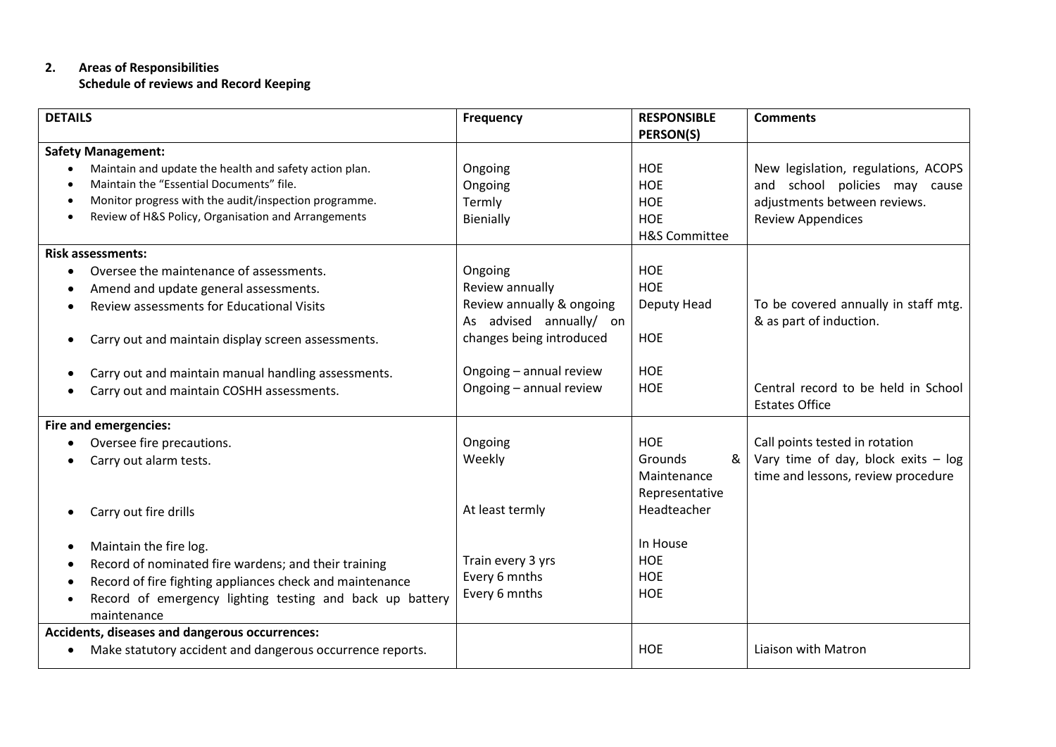## 2. Areas of Responsibilities

**Schedule of reviews and Record Keeping**

| DETAILS | Frequency | RESPONSIBLE PERSON(S) | Comments |
|---|---|---|---|
| **Safety Management:** | | | |
| • Maintain and update the health and safety action plan. | Ongoing | HOE | New legislation, regulations, ACOPS and school policies may cause adjustments between reviews. |
| • Maintain the "Essential Documents" file. | Ongoing | HOE | |
| • Monitor progress with the audit/inspection programme. | Termly | HOE | |
| • Review of H&S Policy, Organisation and Arrangements | Bienially | HOE<br>H&S Committee | Review Appendices |
| **Risk assessments:** | | | |
| • Oversee the maintenance of assessments. | Ongoing | HOE | |
| • Amend and update general assessments. | Review annually | HOE | |
| • Review assessments for Educational Visits | Review annually & ongoing | Deputy Head | To be covered annually in staff mtg. & as part of induction. |
| • Carry out and maintain display screen assessments. | As advised annually/ on changes being introduced | HOE | |
| • Carry out and maintain manual handling assessments. | Ongoing – annual review | HOE | |
| • Carry out and maintain COSHH assessments. | Ongoing – annual review | HOE | Central record to be held in School Estates Office |
| **Fire and emergencies:** | | | |
| • Oversee fire precautions. | Ongoing | HOE | Call points tested in rotation |
| • Carry out alarm tests. | Weekly | Grounds & Maintenance Representative | Vary time of day, block exits – log time and lessons, review procedure |
| • Carry out fire drills | At least termly | Headteacher | |
| • Maintain the fire log. | | In House | |
| • Record of nominated fire wardens; and their training | Train every 3 yrs | HOE | |
| • Record of fire fighting appliances check and maintenance | Every 6 mnths | HOE | |
| • Record of emergency lighting testing and back up battery maintenance | Every 6 mnths | HOE | |
| **Accidents, diseases and dangerous occurrences:** | | | |
| • Make statutory accident and dangerous occurrence reports. | | HOE | Liaison with Matron |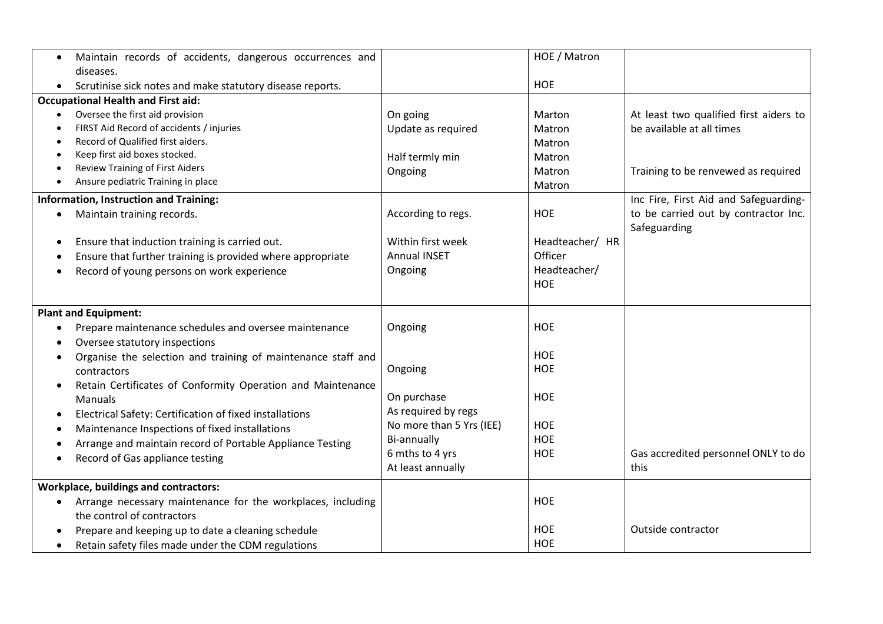| | | | |
|---|---|---|---|
| • Maintain records of accidents, dangerous occurrences and diseases.<br>• Scrutinise sick notes and make statutory disease reports. | | HOE / Matron<br><br>HOE | |
| **Occupational Health and First aid:**<br>• Oversee the first aid provision<br>• FIRST Aid Record of accidents / injuries<br>• Record of Qualified first aiders.<br>• Keep first aid boxes stocked.<br>• Review Training of First Aiders<br>• Ansure pediatric Training in place | On going<br>Update as required<br><br>Half termly min<br>Ongoing | Marton<br>Matron<br>Matron<br>Matron<br>Matron<br>Matron | At least two qualified first aiders to be available at all times<br><br>Training to be renvewed as required |
| **Information, Instruction and Training:**<br>• Maintain training records.<br><br>• Ensure that induction training is carried out.<br>• Ensure that further training is provided where appropriate<br>• Record of young persons on work experience | According to regs.<br><br>Within first week<br>Annual INSET<br>Ongoing | HOE<br><br>Headteacher/ HR Officer<br>Headteacher/ HOE | Inc Fire, First Aid and Safeguarding- to be carried out by contractor Inc. Safeguarding |
| **Plant and Equipment:**<br>• Prepare maintenance schedules and oversee maintenance<br>• Oversee statutory inspections<br>• Organise the selection and training of maintenance staff and contractors<br>• Retain Certificates of Conformity Operation and Maintenance Manuals<br>• Electrical Safety: Certification of fixed installations<br>• Maintenance Inspections of fixed installations<br>• Arrange and maintain record of Portable Appliance Testing<br>• Record of Gas appliance testing | Ongoing<br><br>Ongoing<br><br>On purchase<br>As required by regs<br>No more than 5 Yrs (IEE)<br>Bi-annually<br>6 mths to 4 yrs<br>At least annually | HOE<br><br>HOE<br>HOE<br><br>HOE<br><br>HOE<br>HOE<br>HOE | Gas accredited personnel ONLY to do this |
| **Workplace, buildings and contractors:**<br>• Arrange necessary maintenance for the workplaces, including the control of contractors<br>• Prepare and keeping up to date a cleaning schedule<br>• Retain safety files made under the CDM regulations | | HOE<br><br>HOE<br>HOE | Outside contractor |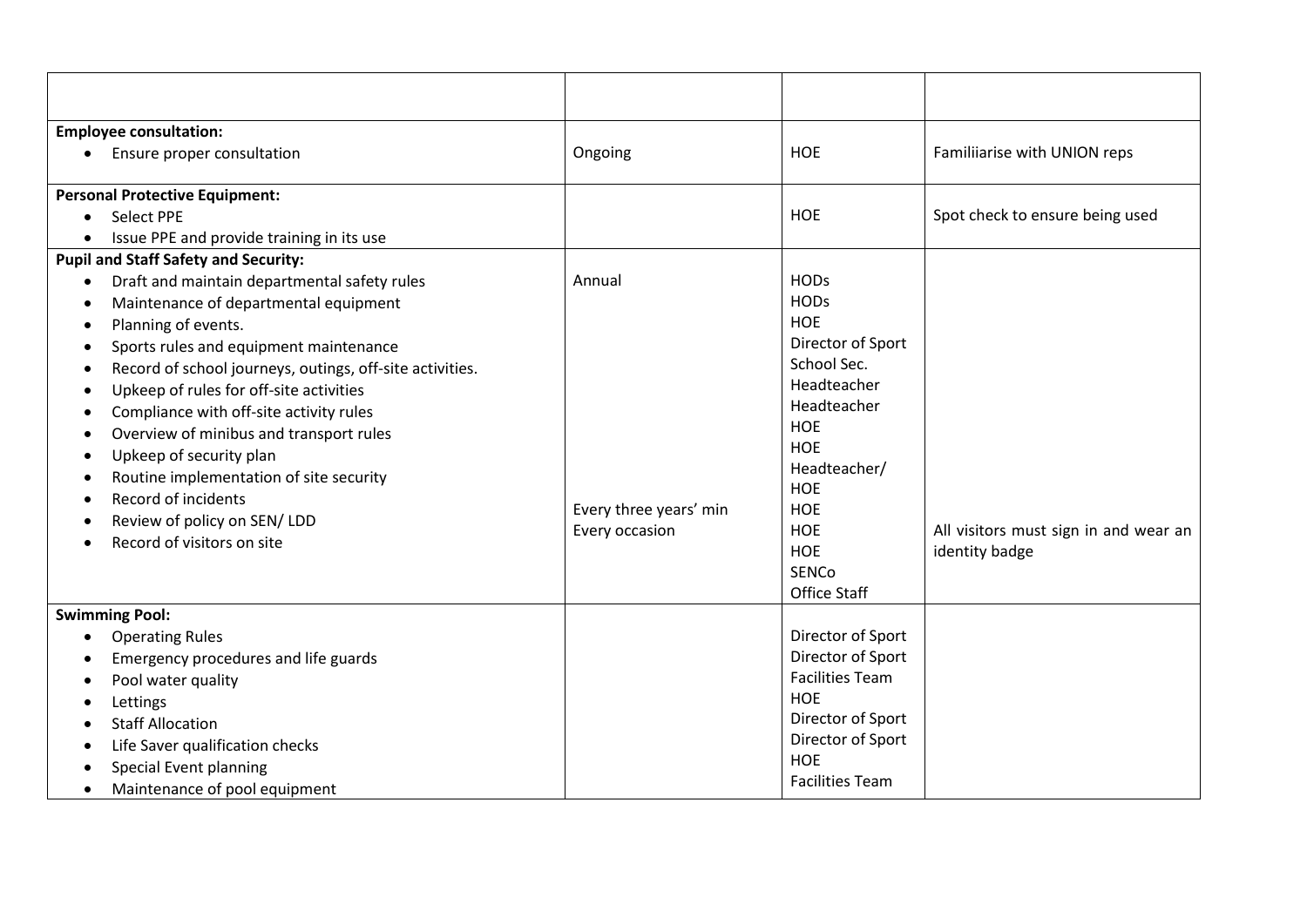| | | | |
|---|---|---|---|
| **Employee consultation:**<br>• Ensure proper consultation | Ongoing | HOE | Familiiarise with UNION reps |
| **Personal Protective Equipment:**<br>• Select PPE<br>• Issue PPE and provide training in its use | | HOE | Spot check to ensure being used |
| **Pupil and Staff Safety and Security:**<br>• Draft and maintain departmental safety rules<br>• Maintenance of departmental equipment<br>• Planning of events.<br>• Sports rules and equipment maintenance<br>• Record of school journeys, outings, off-site activities.<br>• Upkeep of rules for off-site activities<br>• Compliance with off-site activity rules<br>• Overview of minibus and transport rules<br>• Upkeep of security plan<br>• Routine implementation of site security<br>• Record of incidents<br>• Review of policy on SEN/ LDD<br>• Record of visitors on site | Annual<br><br><br><br><br><br><br><br><br><br>Every three years' min<br>Every occasion | HODs<br>HODs<br>HOE<br>Director of Sport<br>School Sec.<br>Headteacher<br>Headteacher<br>HOE<br>HOE<br>Headteacher/<br>HOE<br>HOE<br>HOE<br>HOE<br>SENCo<br>Office Staff | All visitors must sign in and wear an identity badge |
| **Swimming Pool:**<br>• Operating Rules<br>• Emergency procedures and life guards<br>• Pool water quality<br>• Lettings<br>• Staff Allocation<br>• Life Saver qualification checks<br>• Special Event planning<br>• Maintenance of pool equipment | | Director of Sport<br>Director of Sport<br>Facilities Team<br>HOE<br>Director of Sport<br>Director of Sport<br>HOE<br>Facilities Team | |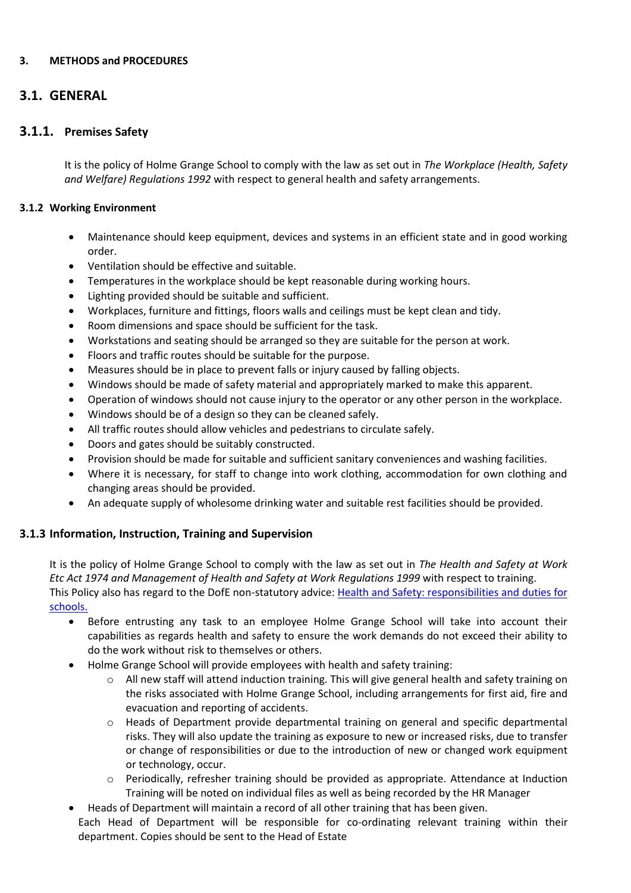## 3. METHODS and PROCEDURES

## 3.1. GENERAL

### 3.1.1. Premises Safety

It is the policy of Holme Grange School to comply with the law as set out in *The Workplace (Health, Safety and Welfare) Regulations 1992* with respect to general health and safety arrangements.

#### 3.1.2 Working Environment

- Maintenance should keep equipment, devices and systems in an efficient state and in good working order.
- Ventilation should be effective and suitable.
- Temperatures in the workplace should be kept reasonable during working hours.
- Lighting provided should be suitable and sufficient.
- Workplaces, furniture and fittings, floors walls and ceilings must be kept clean and tidy.
- Room dimensions and space should be sufficient for the task.
- Workstations and seating should be arranged so they are suitable for the person at work.
- Floors and traffic routes should be suitable for the purpose.
- Measures should be in place to prevent falls or injury caused by falling objects.
- Windows should be made of safety material and appropriately marked to make this apparent.
- Operation of windows should not cause injury to the operator or any other person in the workplace.
- Windows should be of a design so they can be cleaned safely.
- All traffic routes should allow vehicles and pedestrians to circulate safely.
- Doors and gates should be suitably constructed.
- Provision should be made for suitable and sufficient sanitary conveniences and washing facilities.
- Where it is necessary, for staff to change into work clothing, accommodation for own clothing and changing areas should be provided.
- An adequate supply of wholesome drinking water and suitable rest facilities should be provided.

#### 3.1.3 Information, Instruction, Training and Supervision

It is the policy of Holme Grange School to comply with the law as set out in *The Health and Safety at Work Etc Act 1974 and Management of Health and Safety at Work Regulations 1999* with respect to training.
This Policy also has regard to the DofE non-statutory advice: Health and Safety: responsibilities and duties for schools.

- Before entrusting any task to an employee Holme Grange School will take into account their capabilities as regards health and safety to ensure the work demands do not exceed their ability to do the work without risk to themselves or others.
- Holme Grange School will provide employees with health and safety training:
  - All new staff will attend induction training. This will give general health and safety training on the risks associated with Holme Grange School, including arrangements for first aid, fire and evacuation and reporting of accidents.
  - Heads of Department provide departmental training on general and specific departmental risks. They will also update the training as exposure to new or increased risks, due to transfer or change of responsibilities or due to the introduction of new or changed work equipment or technology, occur.
  - Periodically, refresher training should be provided as appropriate. Attendance at Induction Training will be noted on individual files as well as being recorded by the HR Manager
- Heads of Department will maintain a record of all other training that has been given.

Each Head of Department will be responsible for co-ordinating relevant training within their department. Copies should be sent to the Head of Estate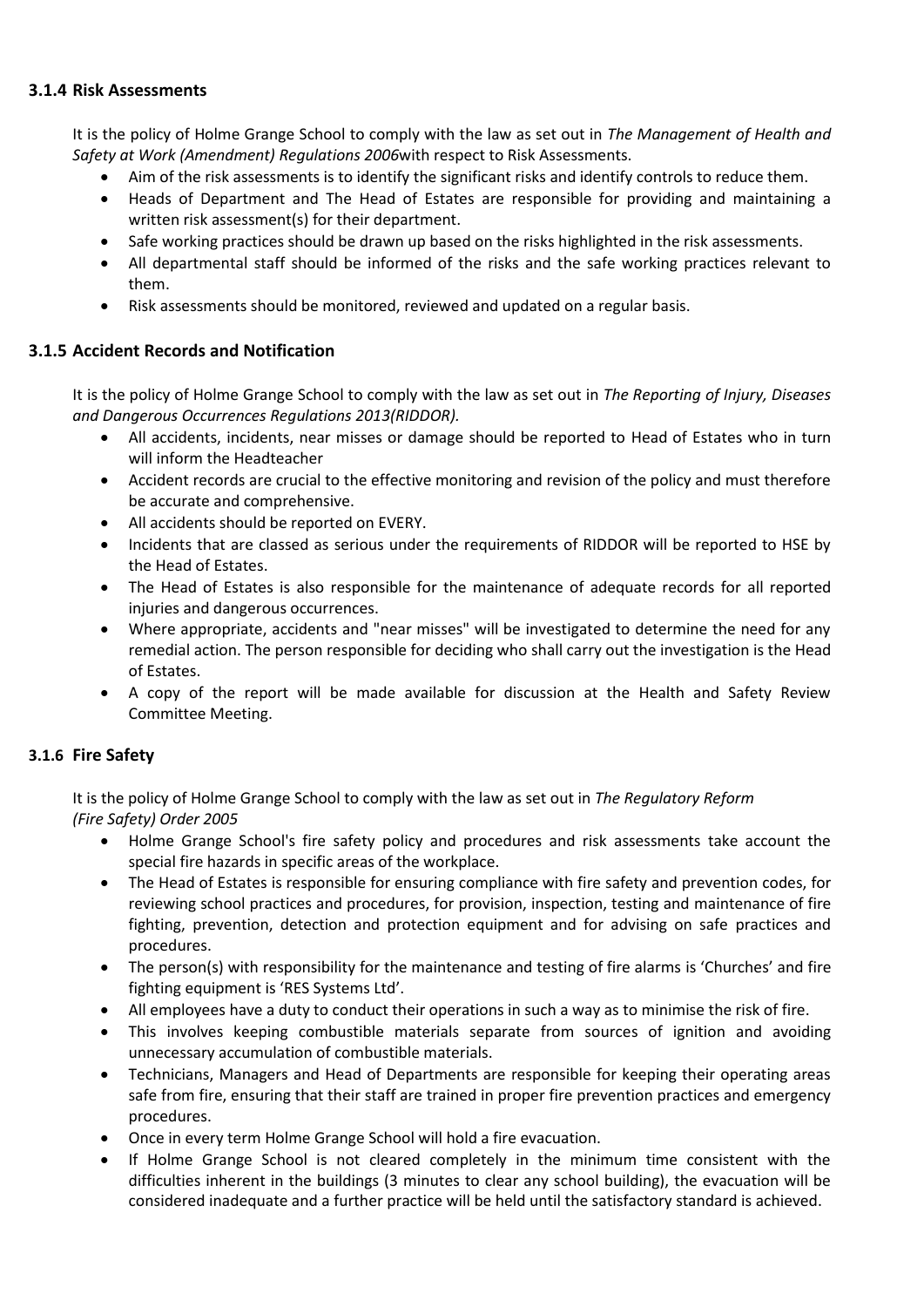### 3.1.4 Risk Assessments

It is the policy of Holme Grange School to comply with the law as set out in *The Management of Health and Safety at Work (Amendment) Regulations 2006*with respect to Risk Assessments.

- Aim of the risk assessments is to identify the significant risks and identify controls to reduce them.
- Heads of Department and The Head of Estates are responsible for providing and maintaining a written risk assessment(s) for their department.
- Safe working practices should be drawn up based on the risks highlighted in the risk assessments.
- All departmental staff should be informed of the risks and the safe working practices relevant to them.
- Risk assessments should be monitored, reviewed and updated on a regular basis.

### 3.1.5 Accident Records and Notification

It is the policy of Holme Grange School to comply with the law as set out in *The Reporting of Injury, Diseases and Dangerous Occurrences Regulations 2013(RIDDOR).*

- All accidents, incidents, near misses or damage should be reported to Head of Estates who in turn will inform the Headteacher
- Accident records are crucial to the effective monitoring and revision of the policy and must therefore be accurate and comprehensive.
- All accidents should be reported on EVERY.
- Incidents that are classed as serious under the requirements of RIDDOR will be reported to HSE by the Head of Estates.
- The Head of Estates is also responsible for the maintenance of adequate records for all reported injuries and dangerous occurrences.
- Where appropriate, accidents and "near misses" will be investigated to determine the need for any remedial action. The person responsible for deciding who shall carry out the investigation is the Head of Estates.
- A copy of the report will be made available for discussion at the Health and Safety Review Committee Meeting.

### 3.1.6 Fire Safety

It is the policy of Holme Grange School to comply with the law as set out in *The Regulatory Reform (Fire Safety) Order 2005*

- Holme Grange School's fire safety policy and procedures and risk assessments take account the special fire hazards in specific areas of the workplace.
- The Head of Estates is responsible for ensuring compliance with fire safety and prevention codes, for reviewing school practices and procedures, for provision, inspection, testing and maintenance of fire fighting, prevention, detection and protection equipment and for advising on safe practices and procedures.
- The person(s) with responsibility for the maintenance and testing of fire alarms is 'Churches' and fire fighting equipment is 'RES Systems Ltd'.
- All employees have a duty to conduct their operations in such a way as to minimise the risk of fire.
- This involves keeping combustible materials separate from sources of ignition and avoiding unnecessary accumulation of combustible materials.
- Technicians, Managers and Head of Departments are responsible for keeping their operating areas safe from fire, ensuring that their staff are trained in proper fire prevention practices and emergency procedures.
- Once in every term Holme Grange School will hold a fire evacuation.
- If Holme Grange School is not cleared completely in the minimum time consistent with the difficulties inherent in the buildings (3 minutes to clear any school building), the evacuation will be considered inadequate and a further practice will be held until the satisfactory standard is achieved.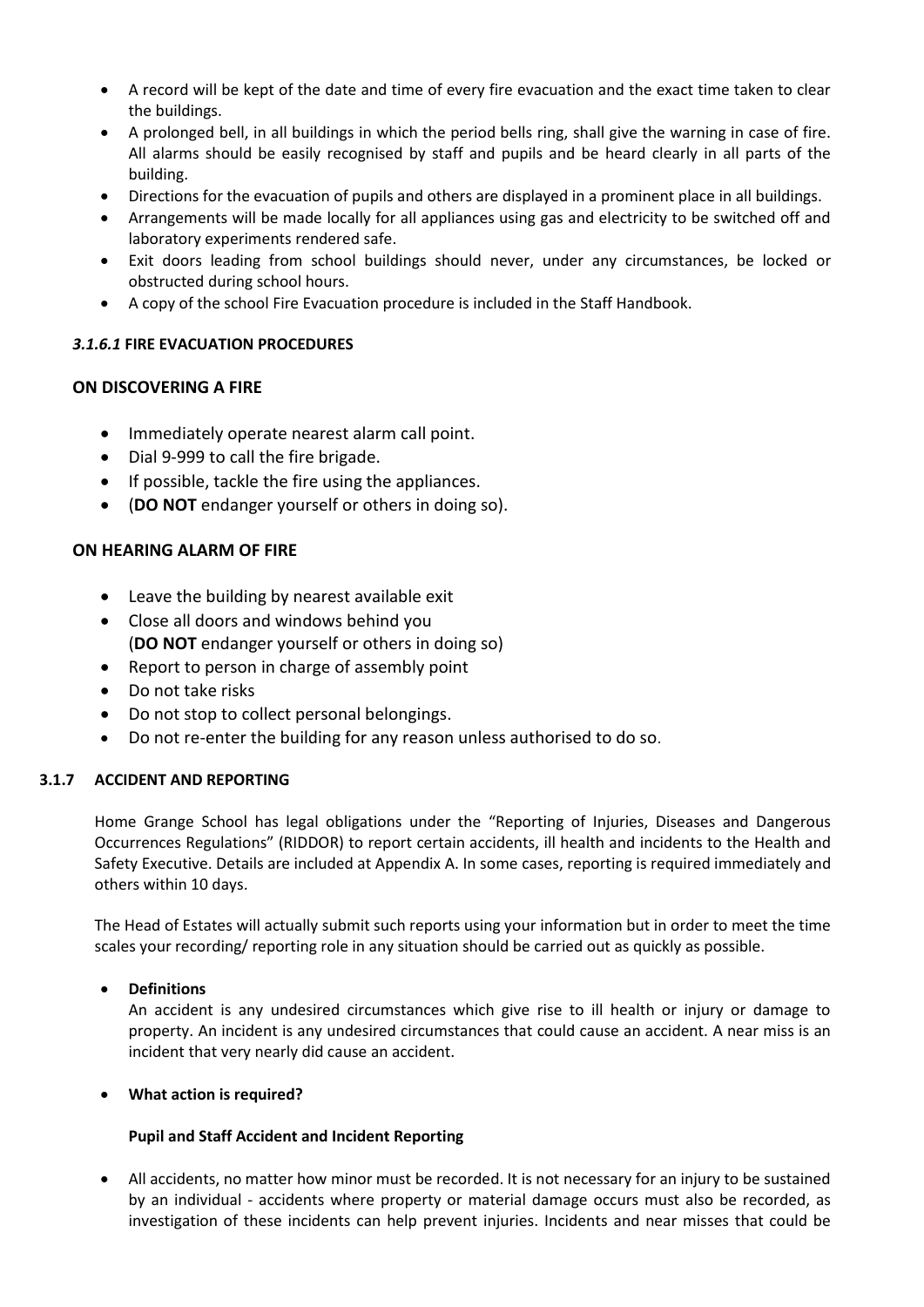- A record will be kept of the date and time of every fire evacuation and the exact time taken to clear the buildings.
- A prolonged bell, in all buildings in which the period bells ring, shall give the warning in case of fire. All alarms should be easily recognised by staff and pupils and be heard clearly in all parts of the building.
- Directions for the evacuation of pupils and others are displayed in a prominent place in all buildings.
- Arrangements will be made locally for all appliances using gas and electricity to be switched off and laboratory experiments rendered safe.
- Exit doors leading from school buildings should never, under any circumstances, be locked or obstructed during school hours.
- A copy of the school Fire Evacuation procedure is included in the Staff Handbook.

#### *3.1.6.1* FIRE EVACUATION PROCEDURES

### ON DISCOVERING A FIRE

- Immediately operate nearest alarm call point.
- Dial 9-999 to call the fire brigade.
- If possible, tackle the fire using the appliances.
- (**DO NOT** endanger yourself or others in doing so).

### ON HEARING ALARM OF FIRE

- Leave the building by nearest available exit
- Close all doors and windows behind you
  (**DO NOT** endanger yourself or others in doing so)
- Report to person in charge of assembly point
- Do not take risks
- Do not stop to collect personal belongings.
- Do not re-enter the building for any reason unless authorised to do so.

### 3.1.7 ACCIDENT AND REPORTING

Home Grange School has legal obligations under the "Reporting of Injuries, Diseases and Dangerous Occurrences Regulations" (RIDDOR) to report certain accidents, ill health and incidents to the Health and Safety Executive. Details are included at Appendix A. In some cases, reporting is required immediately and others within 10 days.

The Head of Estates will actually submit such reports using your information but in order to meet the time scales your recording/ reporting role in any situation should be carried out as quickly as possible.

- **Definitions**

  An accident is any undesired circumstances which give rise to ill health or injury or damage to property. An incident is any undesired circumstances that could cause an accident. A near miss is an incident that very nearly did cause an accident.

- **What action is required?**

  **Pupil and Staff Accident and Incident Reporting**

- All accidents, no matter how minor must be recorded. It is not necessary for an injury to be sustained by an individual - accidents where property or material damage occurs must also be recorded, as investigation of these incidents can help prevent injuries. Incidents and near misses that could be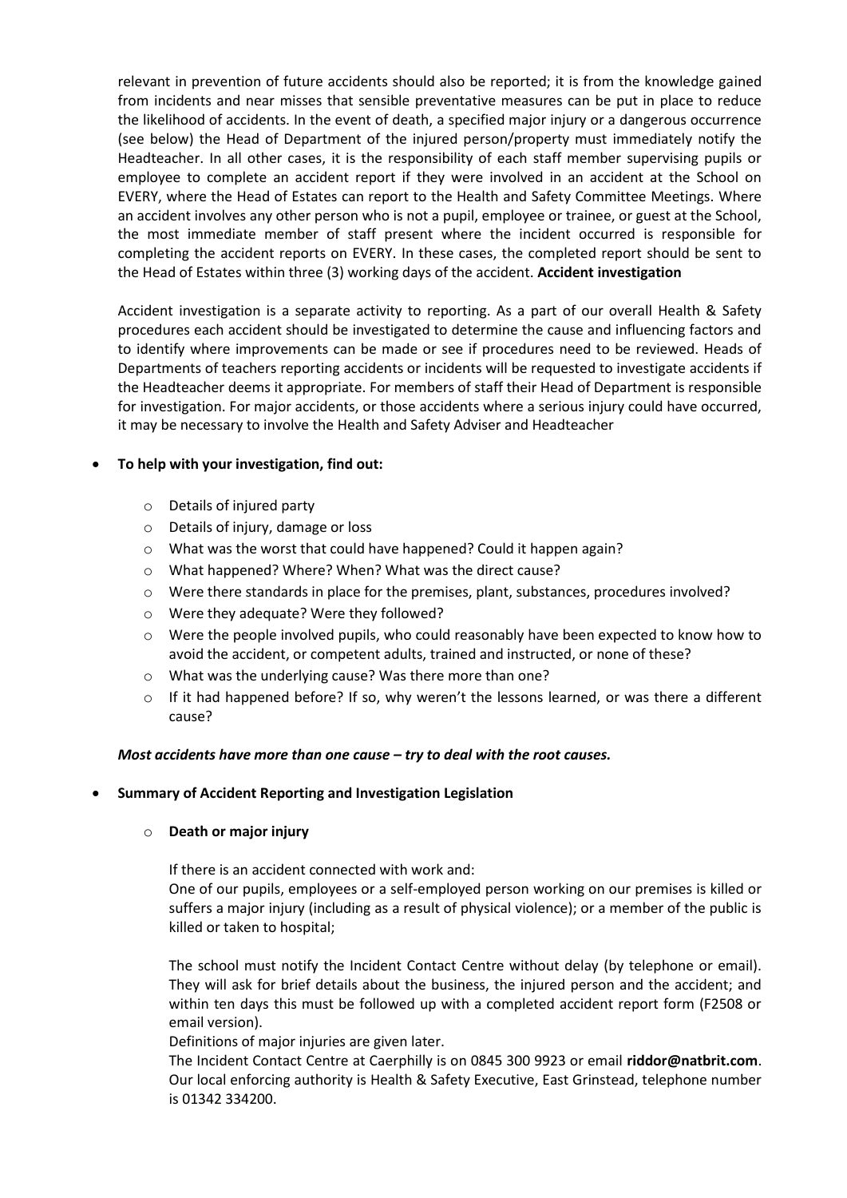relevant in prevention of future accidents should also be reported; it is from the knowledge gained from incidents and near misses that sensible preventative measures can be put in place to reduce the likelihood of accidents. In the event of death, a specified major injury or a dangerous occurrence (see below) the Head of Department of the injured person/property must immediately notify the Headteacher. In all other cases, it is the responsibility of each staff member supervising pupils or employee to complete an accident report if they were involved in an accident at the School on EVERY, where the Head of Estates can report to the Health and Safety Committee Meetings. Where an accident involves any other person who is not a pupil, employee or trainee, or guest at the School, the most immediate member of staff present where the incident occurred is responsible for completing the accident reports on EVERY. In these cases, the completed report should be sent to the Head of Estates within three (3) working days of the accident. **Accident investigation**

Accident investigation is a separate activity to reporting. As a part of our overall Health & Safety procedures each accident should be investigated to determine the cause and influencing factors and to identify where improvements can be made or see if procedures need to be reviewed. Heads of Departments of teachers reporting accidents or incidents will be requested to investigate accidents if the Headteacher deems it appropriate. For members of staff their Head of Department is responsible for investigation. For major accidents, or those accidents where a serious injury could have occurred, it may be necessary to involve the Health and Safety Adviser and Headteacher

- **To help with your investigation, find out:**
    - Details of injured party
    - Details of injury, damage or loss
    - What was the worst that could have happened? Could it happen again?
    - What happened? Where? When? What was the direct cause?
    - Were there standards in place for the premises, plant, substances, procedures involved?
    - Were they adequate? Were they followed?
    - Were the people involved pupils, who could reasonably have been expected to know how to avoid the accident, or competent adults, trained and instructed, or none of these?
    - What was the underlying cause? Was there more than one?
    - If it had happened before? If so, why weren't the lessons learned, or was there a different cause?

***Most accidents have more than one cause – try to deal with the root causes.***

- **Summary of Accident Reporting and Investigation Legislation**
    - **Death or major injury**

      If there is an accident connected with work and:
      One of our pupils, employees or a self-employed person working on our premises is killed or suffers a major injury (including as a result of physical violence); or a member of the public is killed or taken to hospital;

      The school must notify the Incident Contact Centre without delay (by telephone or email). They will ask for brief details about the business, the injured person and the accident; and within ten days this must be followed up with a completed accident report form (F2508 or email version).
      Definitions of major injuries are given later.
      The Incident Contact Centre at Caerphilly is on 0845 300 9923 or email **riddor@natbrit.com**. Our local enforcing authority is Health & Safety Executive, East Grinstead, telephone number is 01342 334200.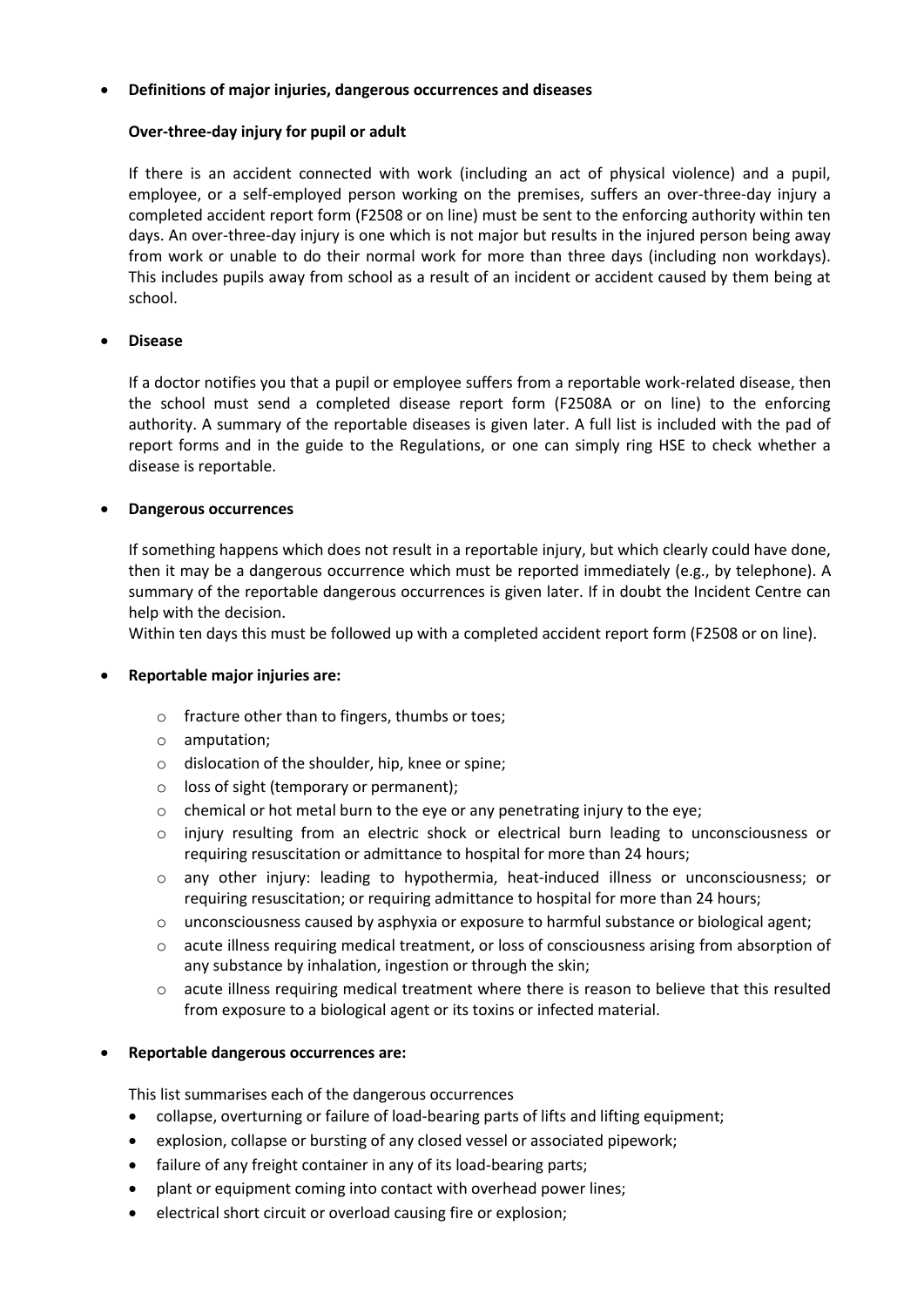- **Definitions of major injuries, dangerous occurrences and diseases**

  **Over-three-day injury for pupil or adult**

  If there is an accident connected with work (including an act of physical violence) and a pupil, employee, or a self-employed person working on the premises, suffers an over-three-day injury a completed accident report form (F2508 or on line) must be sent to the enforcing authority within ten days. An over-three-day injury is one which is not major but results in the injured person being away from work or unable to do their normal work for more than three days (including non workdays). This includes pupils away from school as a result of an incident or accident caused by them being at school.

- **Disease**

  If a doctor notifies you that a pupil or employee suffers from a reportable work-related disease, then the school must send a completed disease report form (F2508A or on line) to the enforcing authority. A summary of the reportable diseases is given later. A full list is included with the pad of report forms and in the guide to the Regulations, or one can simply ring HSE to check whether a disease is reportable.

- **Dangerous occurrences**

  If something happens which does not result in a reportable injury, but which clearly could have done, then it may be a dangerous occurrence which must be reported immediately (e.g., by telephone). A summary of the reportable dangerous occurrences is given later. If in doubt the Incident Centre can help with the decision.
  Within ten days this must be followed up with a completed accident report form (F2508 or on line).

- **Reportable major injuries are:**

  - fracture other than to fingers, thumbs or toes;
  - amputation;
  - dislocation of the shoulder, hip, knee or spine;
  - loss of sight (temporary or permanent);
  - chemical or hot metal burn to the eye or any penetrating injury to the eye;
  - injury resulting from an electric shock or electrical burn leading to unconsciousness or requiring resuscitation or admittance to hospital for more than 24 hours;
  - any other injury: leading to hypothermia, heat-induced illness or unconsciousness; or requiring resuscitation; or requiring admittance to hospital for more than 24 hours;
  - unconsciousness caused by asphyxia or exposure to harmful substance or biological agent;
  - acute illness requiring medical treatment, or loss of consciousness arising from absorption of any substance by inhalation, ingestion or through the skin;
  - acute illness requiring medical treatment where there is reason to believe that this resulted from exposure to a biological agent or its toxins or infected material.

- **Reportable dangerous occurrences are:**

  This list summarises each of the dangerous occurrences

  - collapse, overturning or failure of load-bearing parts of lifts and lifting equipment;
  - explosion, collapse or bursting of any closed vessel or associated pipework;
  - failure of any freight container in any of its load-bearing parts;
  - plant or equipment coming into contact with overhead power lines;
  - electrical short circuit or overload causing fire or explosion;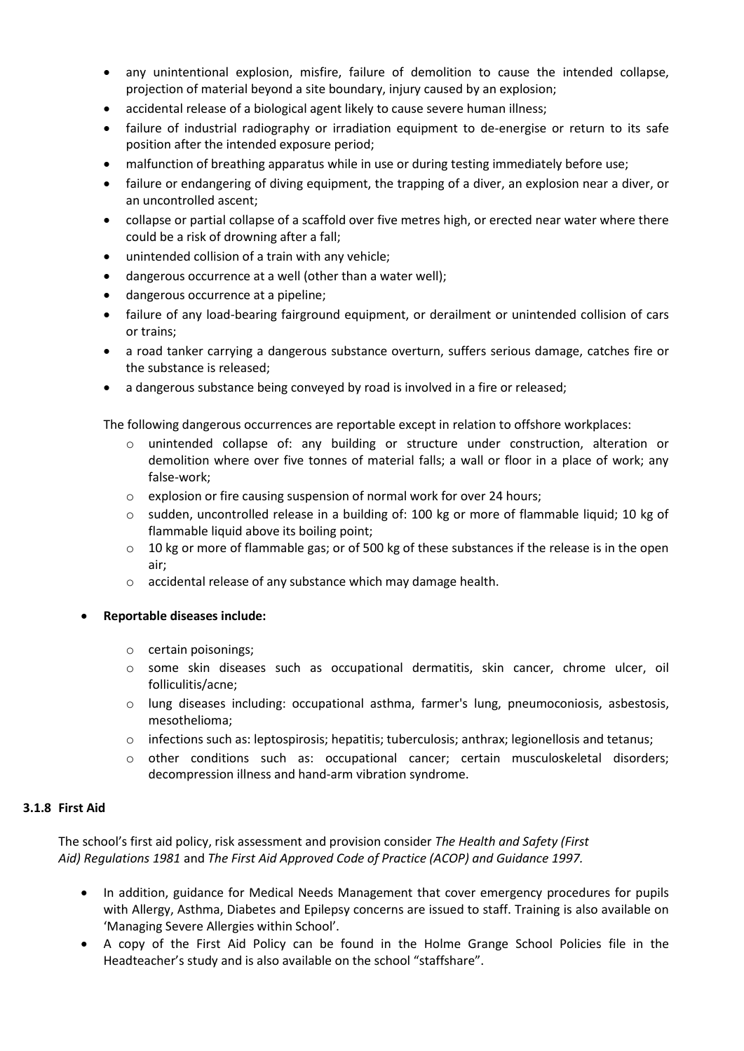- any unintentional explosion, misfire, failure of demolition to cause the intended collapse, projection of material beyond a site boundary, injury caused by an explosion;
- accidental release of a biological agent likely to cause severe human illness;
- failure of industrial radiography or irradiation equipment to de-energise or return to its safe position after the intended exposure period;
- malfunction of breathing apparatus while in use or during testing immediately before use;
- failure or endangering of diving equipment, the trapping of a diver, an explosion near a diver, or an uncontrolled ascent;
- collapse or partial collapse of a scaffold over five metres high, or erected near water where there could be a risk of drowning after a fall;
- unintended collision of a train with any vehicle;
- dangerous occurrence at a well (other than a water well);
- dangerous occurrence at a pipeline;
- failure of any load-bearing fairground equipment, or derailment or unintended collision of cars or trains;
- a road tanker carrying a dangerous substance overturn, suffers serious damage, catches fire or the substance is released;
- a dangerous substance being conveyed by road is involved in a fire or released;

The following dangerous occurrences are reportable except in relation to offshore workplaces:

- unintended collapse of: any building or structure under construction, alteration or demolition where over five tonnes of material falls; a wall or floor in a place of work; any false-work;
- explosion or fire causing suspension of normal work for over 24 hours;
- sudden, uncontrolled release in a building of: 100 kg or more of flammable liquid; 10 kg of flammable liquid above its boiling point;
- 10 kg or more of flammable gas; or of 500 kg of these substances if the release is in the open air;
- accidental release of any substance which may damage health.

- **Reportable diseases include:**
  - certain poisonings;
  - some skin diseases such as occupational dermatitis, skin cancer, chrome ulcer, oil folliculitis/acne;
  - lung diseases including: occupational asthma, farmer's lung, pneumoconiosis, asbestosis, mesothelioma;
  - infections such as: leptospirosis; hepatitis; tuberculosis; anthrax; legionellosis and tetanus;
  - other conditions such as: occupational cancer; certain musculoskeletal disorders; decompression illness and hand-arm vibration syndrome.

#### 3.1.8 First Aid

The school's first aid policy, risk assessment and provision consider *The Health and Safety (First Aid) Regulations 1981* and *The First Aid Approved Code of Practice (ACOP) and Guidance 1997.*

- In addition, guidance for Medical Needs Management that cover emergency procedures for pupils with Allergy, Asthma, Diabetes and Epilepsy concerns are issued to staff. Training is also available on 'Managing Severe Allergies within School'.
- A copy of the First Aid Policy can be found in the Holme Grange School Policies file in the Headteacher's study and is also available on the school "staffshare".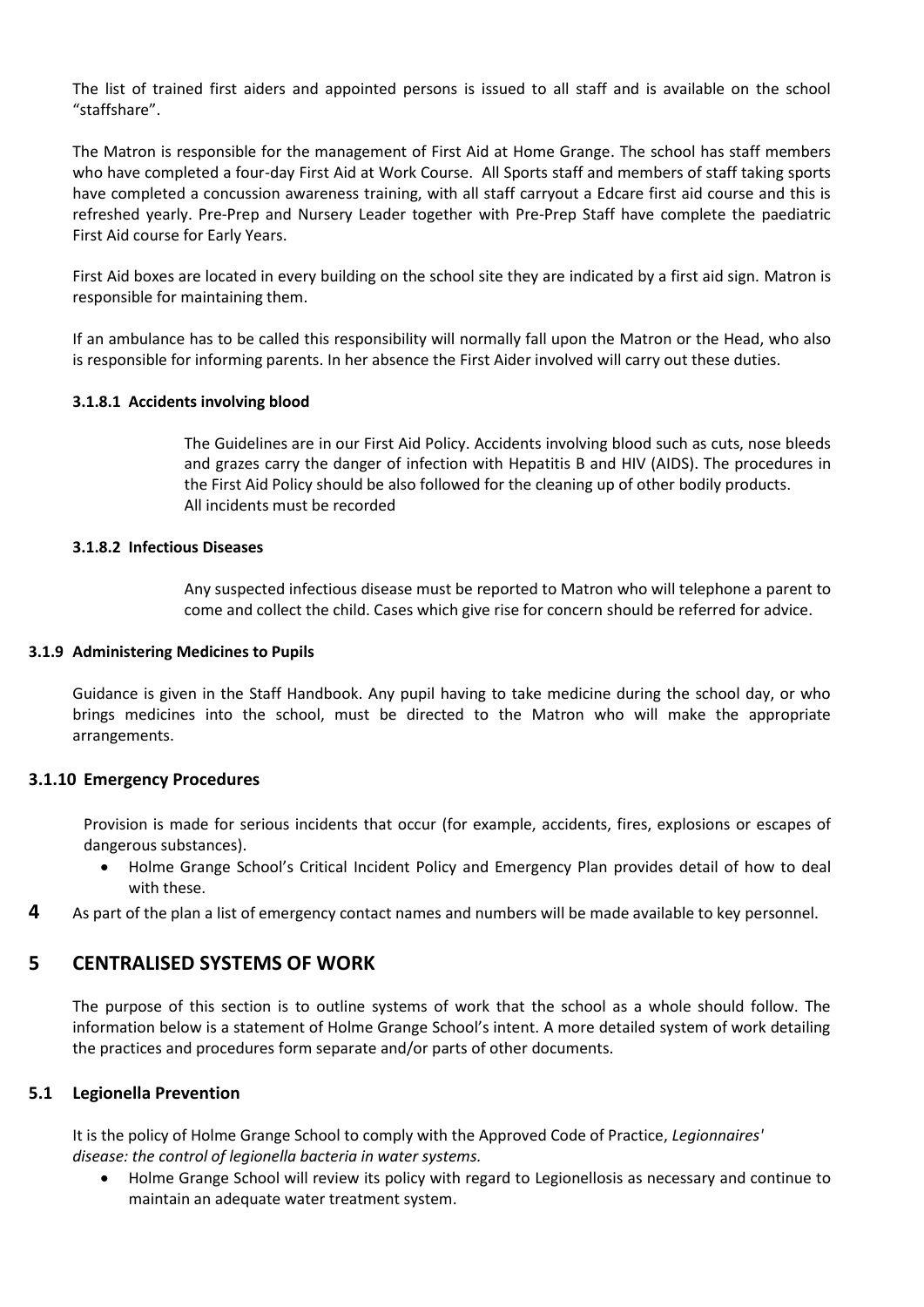The list of trained first aiders and appointed persons is issued to all staff and is available on the school "staffshare".

The Matron is responsible for the management of First Aid at Home Grange. The school has staff members who have completed a four-day First Aid at Work Course. All Sports staff and members of staff taking sports have completed a concussion awareness training, with all staff carryout a Edcare first aid course and this is refreshed yearly. Pre-Prep and Nursery Leader together with Pre-Prep Staff have complete the paediatric First Aid course for Early Years.

First Aid boxes are located in every building on the school site they are indicated by a first aid sign. Matron is responsible for maintaining them.

If an ambulance has to be called this responsibility will normally fall upon the Matron or the Head, who also is responsible for informing parents. In her absence the First Aider involved will carry out these duties.

#### 3.1.8.1 Accidents involving blood

The Guidelines are in our First Aid Policy. Accidents involving blood such as cuts, nose bleeds and grazes carry the danger of infection with Hepatitis B and HIV (AIDS). The procedures in the First Aid Policy should be also followed for the cleaning up of other bodily products.
All incidents must be recorded

#### 3.1.8.2 Infectious Diseases

Any suspected infectious disease must be reported to Matron who will telephone a parent to come and collect the child. Cases which give rise for concern should be referred for advice.

### 3.1.9 Administering Medicines to Pupils

Guidance is given in the Staff Handbook. Any pupil having to take medicine during the school day, or who brings medicines into the school, must be directed to the Matron who will make the appropriate arrangements.

### 3.1.10 Emergency Procedures

Provision is made for serious incidents that occur (for example, accidents, fires, explosions or escapes of dangerous substances).

- Holme Grange School's Critical Incident Policy and Emergency Plan provides detail of how to deal with these.

**4** As part of the plan a list of emergency contact names and numbers will be made available to key personnel.

## 5 CENTRALISED SYSTEMS OF WORK

The purpose of this section is to outline systems of work that the school as a whole should follow. The information below is a statement of Holme Grange School's intent. A more detailed system of work detailing the practices and procedures form separate and/or parts of other documents.

### 5.1 Legionella Prevention

It is the policy of Holme Grange School to comply with the Approved Code of Practice, *Legionnaires' disease: the control of legionella bacteria in water systems.*

- Holme Grange School will review its policy with regard to Legionellosis as necessary and continue to maintain an adequate water treatment system.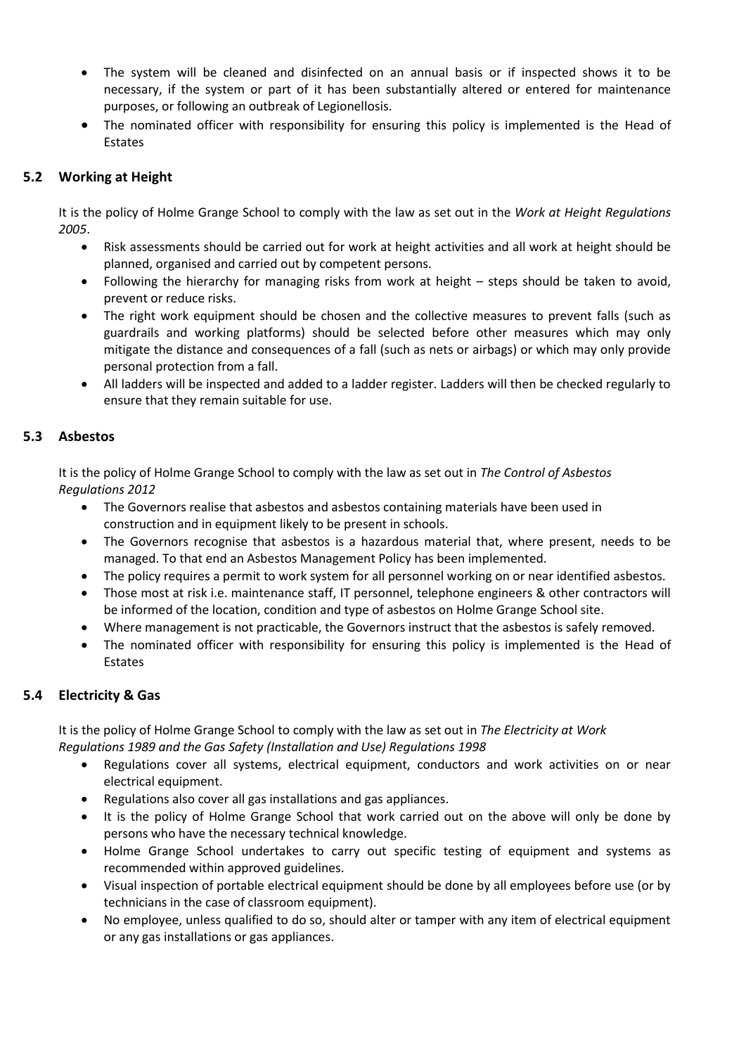- The system will be cleaned and disinfected on an annual basis or if inspected shows it to be necessary, if the system or part of it has been substantially altered or entered for maintenance purposes, or following an outbreak of Legionellosis.
- The nominated officer with responsibility for ensuring this policy is implemented is the Head of Estates

## 5.2 Working at Height

It is the policy of Holme Grange School to comply with the law as set out in the *Work at Height Regulations 2005*.

- Risk assessments should be carried out for work at height activities and all work at height should be planned, organised and carried out by competent persons.
- Following the hierarchy for managing risks from work at height – steps should be taken to avoid, prevent or reduce risks.
- The right work equipment should be chosen and the collective measures to prevent falls (such as guardrails and working platforms) should be selected before other measures which may only mitigate the distance and consequences of a fall (such as nets or airbags) or which may only provide personal protection from a fall.
- All ladders will be inspected and added to a ladder register. Ladders will then be checked regularly to ensure that they remain suitable for use.

## 5.3 Asbestos

It is the policy of Holme Grange School to comply with the law as set out in *The Control of Asbestos Regulations 2012*

- The Governors realise that asbestos and asbestos containing materials have been used in construction and in equipment likely to be present in schools.
- The Governors recognise that asbestos is a hazardous material that, where present, needs to be managed. To that end an Asbestos Management Policy has been implemented.
- The policy requires a permit to work system for all personnel working on or near identified asbestos.
- Those most at risk i.e. maintenance staff, IT personnel, telephone engineers & other contractors will be informed of the location, condition and type of asbestos on Holme Grange School site.
- Where management is not practicable, the Governors instruct that the asbestos is safely removed.
- The nominated officer with responsibility for ensuring this policy is implemented is the Head of Estates

## 5.4 Electricity & Gas

It is the policy of Holme Grange School to comply with the law as set out in *The Electricity at Work Regulations 1989 and the Gas Safety (Installation and Use) Regulations 1998*

- Regulations cover all systems, electrical equipment, conductors and work activities on or near electrical equipment.
- Regulations also cover all gas installations and gas appliances.
- It is the policy of Holme Grange School that work carried out on the above will only be done by persons who have the necessary technical knowledge.
- Holme Grange School undertakes to carry out specific testing of equipment and systems as recommended within approved guidelines.
- Visual inspection of portable electrical equipment should be done by all employees before use (or by technicians in the case of classroom equipment).
- No employee, unless qualified to do so, should alter or tamper with any item of electrical equipment or any gas installations or gas appliances.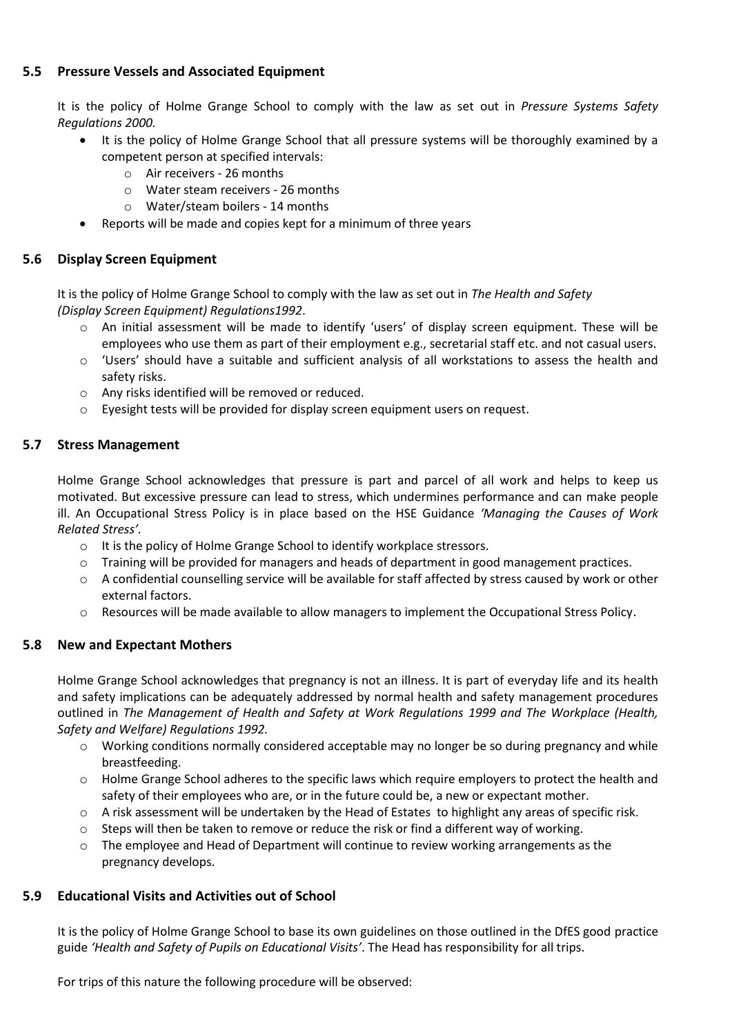### 5.5 Pressure Vessels and Associated Equipment

It is the policy of Holme Grange School to comply with the law as set out in *Pressure Systems Safety Regulations 2000.*

- It is the policy of Holme Grange School that all pressure systems will be thoroughly examined by a competent person at specified intervals:
  - Air receivers - 26 months
  - Water steam receivers - 26 months
  - Water/steam boilers - 14 months
- Reports will be made and copies kept for a minimum of three years

### 5.6 Display Screen Equipment

It is the policy of Holme Grange School to comply with the law as set out in *The Health and Safety (Display Screen Equipment) Regulations1992*.

- An initial assessment will be made to identify 'users' of display screen equipment. These will be employees who use them as part of their employment e.g., secretarial staff etc. and not casual users.
- 'Users' should have a suitable and sufficient analysis of all workstations to assess the health and safety risks.
- Any risks identified will be removed or reduced.
- Eyesight tests will be provided for display screen equipment users on request.

### 5.7 Stress Management

Holme Grange School acknowledges that pressure is part and parcel of all work and helps to keep us motivated. But excessive pressure can lead to stress, which undermines performance and can make people ill. An Occupational Stress Policy is in place based on the HSE Guidance *'Managing the Causes of Work Related Stress'*.

- It is the policy of Holme Grange School to identify workplace stressors.
- Training will be provided for managers and heads of department in good management practices.
- A confidential counselling service will be available for staff affected by stress caused by work or other external factors.
- Resources will be made available to allow managers to implement the Occupational Stress Policy.

### 5.8 New and Expectant Mothers

Holme Grange School acknowledges that pregnancy is not an illness. It is part of everyday life and its health and safety implications can be adequately addressed by normal health and safety management procedures outlined in *The Management of Health and Safety at Work Regulations 1999 and The Workplace (Health, Safety and Welfare) Regulations 1992.*

- Working conditions normally considered acceptable may no longer be so during pregnancy and while breastfeeding.
- Holme Grange School adheres to the specific laws which require employers to protect the health and safety of their employees who are, or in the future could be, a new or expectant mother.
- A risk assessment will be undertaken by the Head of Estates to highlight any areas of specific risk.
- Steps will then be taken to remove or reduce the risk or find a different way of working.
- The employee and Head of Department will continue to review working arrangements as the pregnancy develops.

### 5.9 Educational Visits and Activities out of School

It is the policy of Holme Grange School to base its own guidelines on those outlined in the DfES good practice guide *'Health and Safety of Pupils on Educational Visits'*. The Head has responsibility for all trips.

For trips of this nature the following procedure will be observed: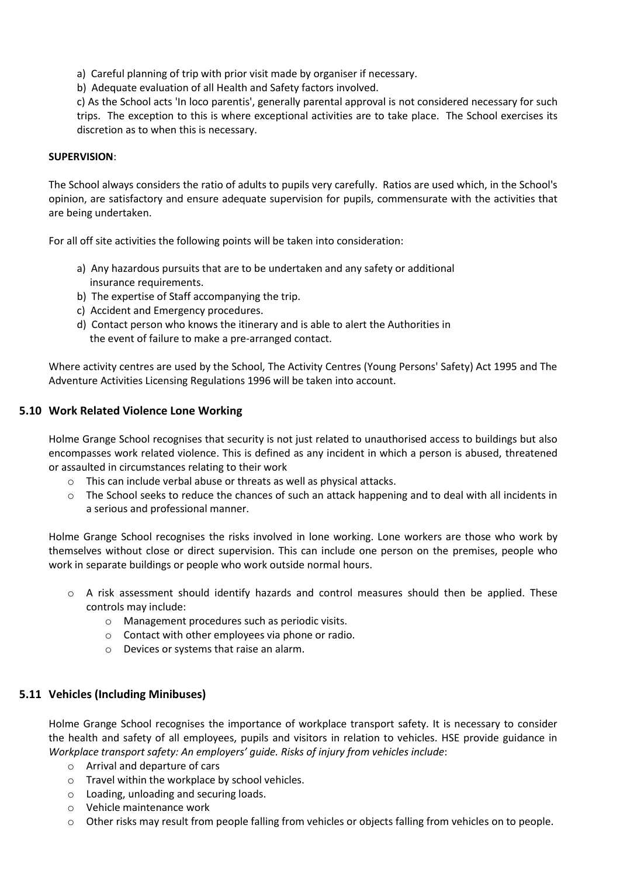a) Careful planning of trip with prior visit made by organiser if necessary.
b) Adequate evaluation of all Health and Safety factors involved.
c) As the School acts 'In loco parentis', generally parental approval is not considered necessary for such trips. The exception to this is where exceptional activities are to take place. The School exercises its discretion as to when this is necessary.

**SUPERVISION**:

The School always considers the ratio of adults to pupils very carefully. Ratios are used which, in the School's opinion, are satisfactory and ensure adequate supervision for pupils, commensurate with the activities that are being undertaken.

For all off site activities the following points will be taken into consideration:

a) Any hazardous pursuits that are to be undertaken and any safety or additional insurance requirements.
b) The expertise of Staff accompanying the trip.
c) Accident and Emergency procedures.
d) Contact person who knows the itinerary and is able to alert the Authorities in the event of failure to make a pre-arranged contact.

Where activity centres are used by the School, The Activity Centres (Young Persons' Safety) Act 1995 and The Adventure Activities Licensing Regulations 1996 will be taken into account.

### 5.10 Work Related Violence Lone Working

Holme Grange School recognises that security is not just related to unauthorised access to buildings but also encompasses work related violence. This is defined as any incident in which a person is abused, threatened or assaulted in circumstances relating to their work

- This can include verbal abuse or threats as well as physical attacks.
- The School seeks to reduce the chances of such an attack happening and to deal with all incidents in a serious and professional manner.

Holme Grange School recognises the risks involved in lone working. Lone workers are those who work by themselves without close or direct supervision. This can include one person on the premises, people who work in separate buildings or people who work outside normal hours.

- A risk assessment should identify hazards and control measures should then be applied. These controls may include:
  - Management procedures such as periodic visits.
  - Contact with other employees via phone or radio.
  - Devices or systems that raise an alarm.

### 5.11 Vehicles (Including Minibuses)

Holme Grange School recognises the importance of workplace transport safety. It is necessary to consider the health and safety of all employees, pupils and visitors in relation to vehicles. HSE provide guidance in *Workplace transport safety: An employers' guide. Risks of injury from vehicles include*:

- Arrival and departure of cars
- Travel within the workplace by school vehicles.
- Loading, unloading and securing loads.
- Vehicle maintenance work
- Other risks may result from people falling from vehicles or objects falling from vehicles on to people.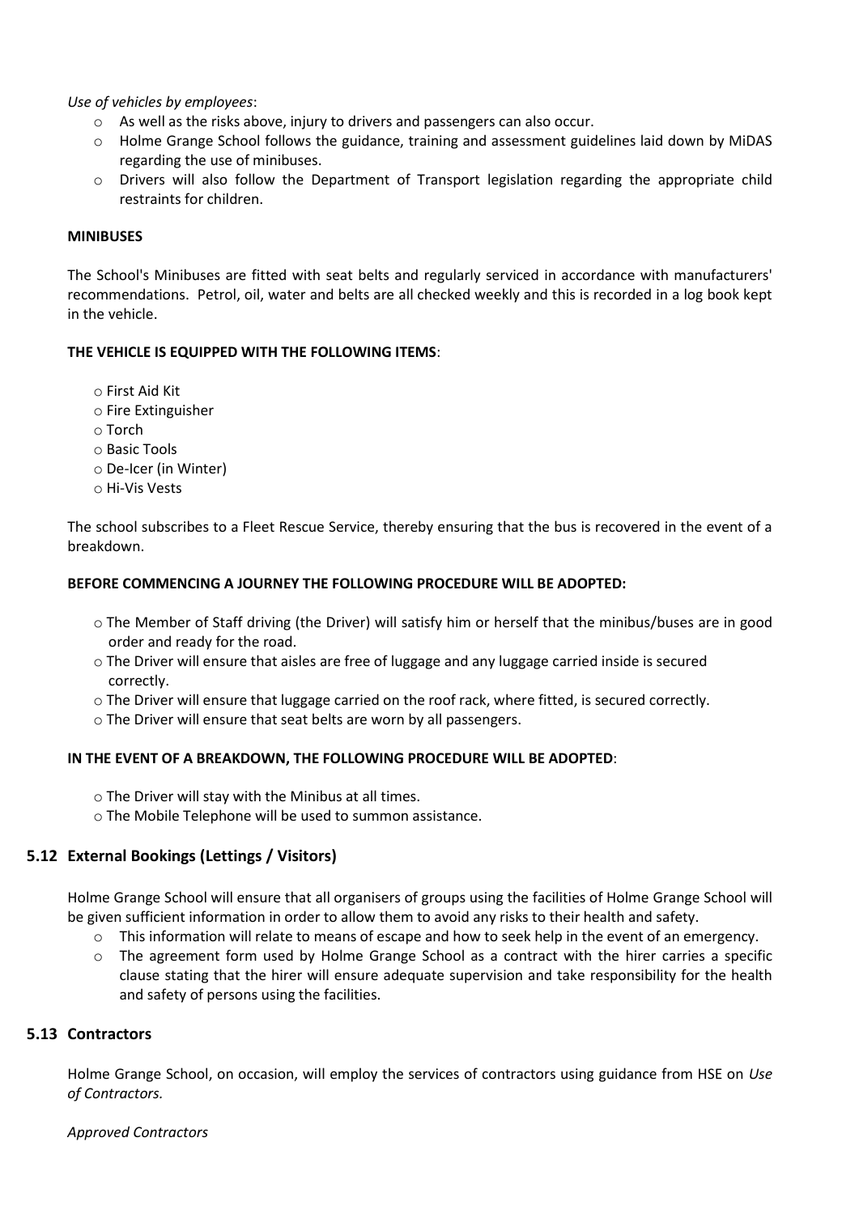*Use of vehicles by employees*:

- As well as the risks above, injury to drivers and passengers can also occur.
- Holme Grange School follows the guidance, training and assessment guidelines laid down by MiDAS regarding the use of minibuses.
- Drivers will also follow the Department of Transport legislation regarding the appropriate child restraints for children.

**MINIBUSES**

The School's Minibuses are fitted with seat belts and regularly serviced in accordance with manufacturers' recommendations. Petrol, oil, water and belts are all checked weekly and this is recorded in a log book kept in the vehicle.

**THE VEHICLE IS EQUIPPED WITH THE FOLLOWING ITEMS**:

- First Aid Kit
- Fire Extinguisher
- Torch
- Basic Tools
- De-Icer (in Winter)
- Hi-Vis Vests

The school subscribes to a Fleet Rescue Service, thereby ensuring that the bus is recovered in the event of a breakdown.

**BEFORE COMMENCING A JOURNEY THE FOLLOWING PROCEDURE WILL BE ADOPTED:**

- The Member of Staff driving (the Driver) will satisfy him or herself that the minibus/buses are in good order and ready for the road.
- The Driver will ensure that aisles are free of luggage and any luggage carried inside is secured correctly.
- The Driver will ensure that luggage carried on the roof rack, where fitted, is secured correctly.
- The Driver will ensure that seat belts are worn by all passengers.

**IN THE EVENT OF A BREAKDOWN, THE FOLLOWING PROCEDURE WILL BE ADOPTED**:

- The Driver will stay with the Minibus at all times.
- The Mobile Telephone will be used to summon assistance.

## 5.12 External Bookings (Lettings / Visitors)

Holme Grange School will ensure that all organisers of groups using the facilities of Holme Grange School will be given sufficient information in order to allow them to avoid any risks to their health and safety.

- This information will relate to means of escape and how to seek help in the event of an emergency.
- The agreement form used by Holme Grange School as a contract with the hirer carries a specific clause stating that the hirer will ensure adequate supervision and take responsibility for the health and safety of persons using the facilities.

## 5.13 Contractors

Holme Grange School, on occasion, will employ the services of contractors using guidance from HSE on *Use of Contractors.*

*Approved Contractors*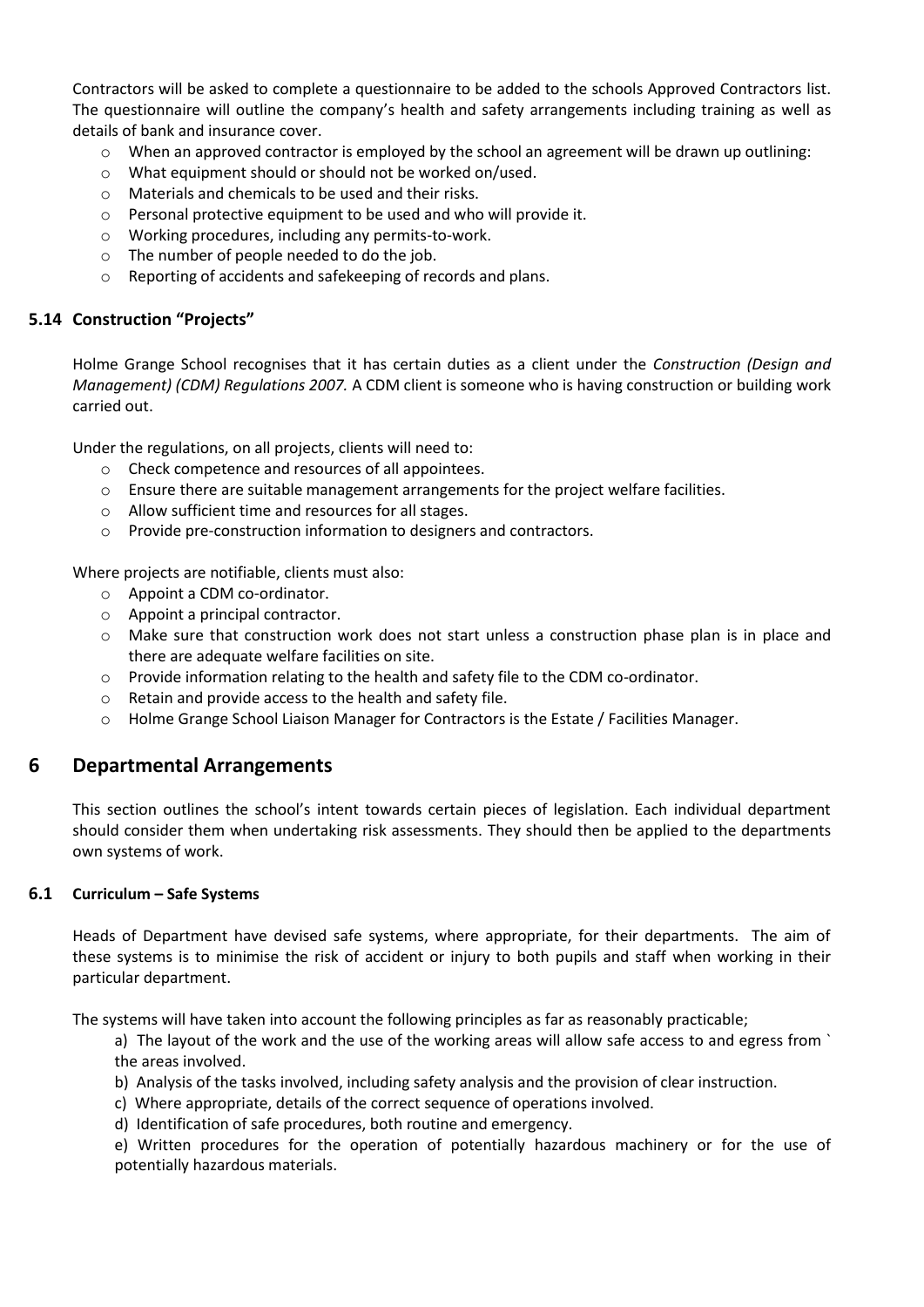Contractors will be asked to complete a questionnaire to be added to the schools Approved Contractors list. The questionnaire will outline the company's health and safety arrangements including training as well as details of bank and insurance cover.

- When an approved contractor is employed by the school an agreement will be drawn up outlining:
- What equipment should or should not be worked on/used.
- Materials and chemicals to be used and their risks.
- Personal protective equipment to be used and who will provide it.
- Working procedures, including any permits-to-work.
- The number of people needed to do the job.
- Reporting of accidents and safekeeping of records and plans.

### 5.14 Construction "Projects"

Holme Grange School recognises that it has certain duties as a client under the *Construction (Design and Management) (CDM) Regulations 2007.* A CDM client is someone who is having construction or building work carried out.

Under the regulations, on all projects, clients will need to:

- Check competence and resources of all appointees.
- Ensure there are suitable management arrangements for the project welfare facilities.
- Allow sufficient time and resources for all stages.
- Provide pre-construction information to designers and contractors.

Where projects are notifiable, clients must also:

- Appoint a CDM co-ordinator.
- Appoint a principal contractor.
- Make sure that construction work does not start unless a construction phase plan is in place and there are adequate welfare facilities on site.
- Provide information relating to the health and safety file to the CDM co-ordinator.
- Retain and provide access to the health and safety file.
- Holme Grange School Liaison Manager for Contractors is the Estate / Facilities Manager.

## 6 Departmental Arrangements

This section outlines the school's intent towards certain pieces of legislation. Each individual department should consider them when undertaking risk assessments. They should then be applied to the departments own systems of work.

### 6.1 Curriculum – Safe Systems

Heads of Department have devised safe systems, where appropriate, for their departments. The aim of these systems is to minimise the risk of accident or injury to both pupils and staff when working in their particular department.

The systems will have taken into account the following principles as far as reasonably practicable;

a) The layout of the work and the use of the working areas will allow safe access to and egress from ` the areas involved.

b) Analysis of the tasks involved, including safety analysis and the provision of clear instruction.

c) Where appropriate, details of the correct sequence of operations involved.

d) Identification of safe procedures, both routine and emergency.

e) Written procedures for the operation of potentially hazardous machinery or for the use of potentially hazardous materials.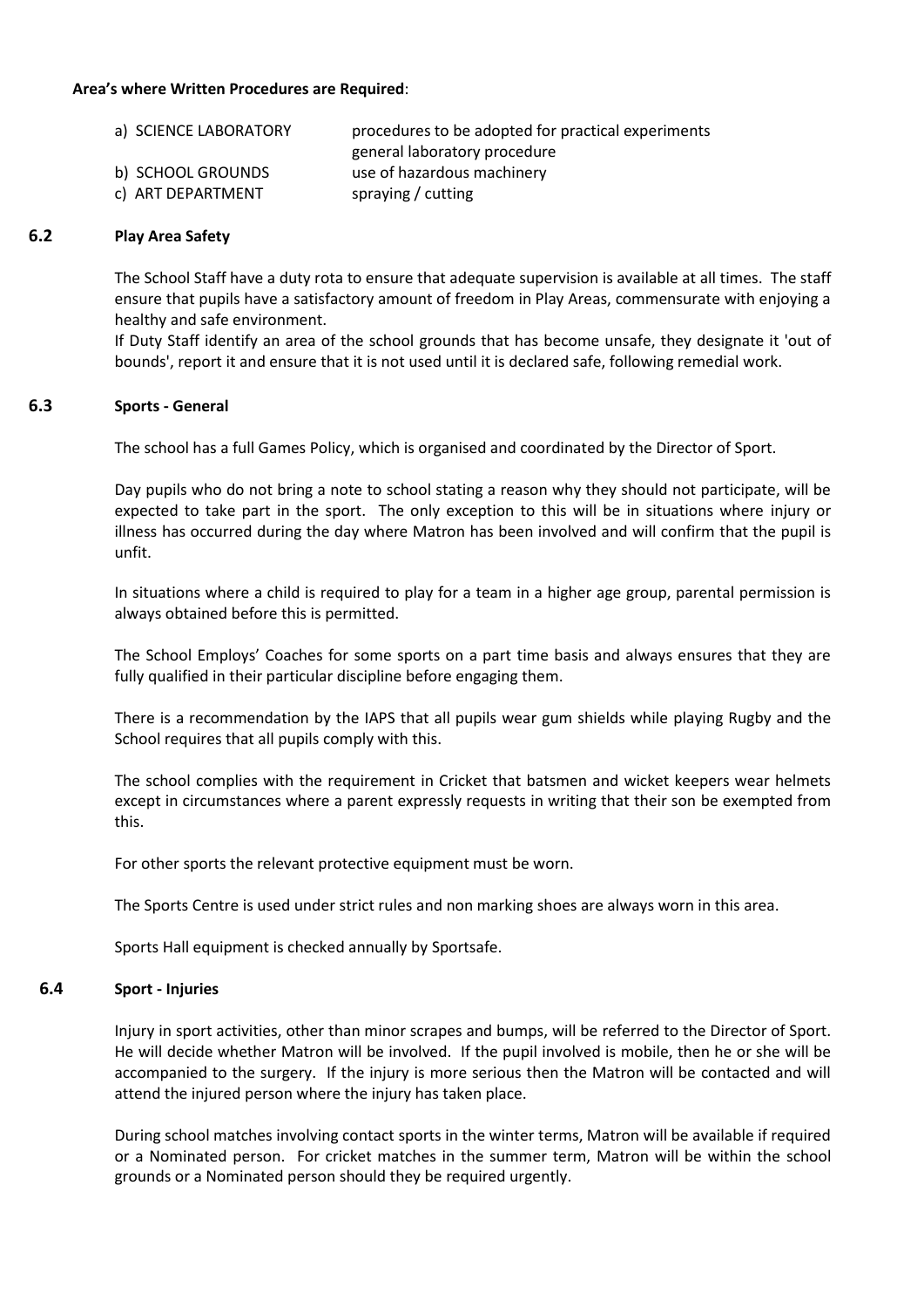**Area's where Written Procedures are Required**:

| | |
|---|---|
| a) SCIENCE LABORATORY | procedures to be adopted for practical experiments<br>general laboratory procedure |
| b) SCHOOL GROUNDS | use of hazardous machinery |
| c) ART DEPARTMENT | spraying / cutting |

### 6.2 Play Area Safety

The School Staff have a duty rota to ensure that adequate supervision is available at all times. The staff ensure that pupils have a satisfactory amount of freedom in Play Areas, commensurate with enjoying a healthy and safe environment.
If Duty Staff identify an area of the school grounds that has become unsafe, they designate it 'out of bounds', report it and ensure that it is not used until it is declared safe, following remedial work.

### 6.3 Sports - General

The school has a full Games Policy, which is organised and coordinated by the Director of Sport.

Day pupils who do not bring a note to school stating a reason why they should not participate, will be expected to take part in the sport. The only exception to this will be in situations where injury or illness has occurred during the day where Matron has been involved and will confirm that the pupil is unfit.

In situations where a child is required to play for a team in a higher age group, parental permission is always obtained before this is permitted.

The School Employs' Coaches for some sports on a part time basis and always ensures that they are fully qualified in their particular discipline before engaging them.

There is a recommendation by the IAPS that all pupils wear gum shields while playing Rugby and the School requires that all pupils comply with this.

The school complies with the requirement in Cricket that batsmen and wicket keepers wear helmets except in circumstances where a parent expressly requests in writing that their son be exempted from this.

For other sports the relevant protective equipment must be worn.

The Sports Centre is used under strict rules and non marking shoes are always worn in this area.

Sports Hall equipment is checked annually by Sportsafe.

### 6.4 Sport - Injuries

Injury in sport activities, other than minor scrapes and bumps, will be referred to the Director of Sport. He will decide whether Matron will be involved. If the pupil involved is mobile, then he or she will be accompanied to the surgery. If the injury is more serious then the Matron will be contacted and will attend the injured person where the injury has taken place.

During school matches involving contact sports in the winter terms, Matron will be available if required or a Nominated person. For cricket matches in the summer term, Matron will be within the school grounds or a Nominated person should they be required urgently.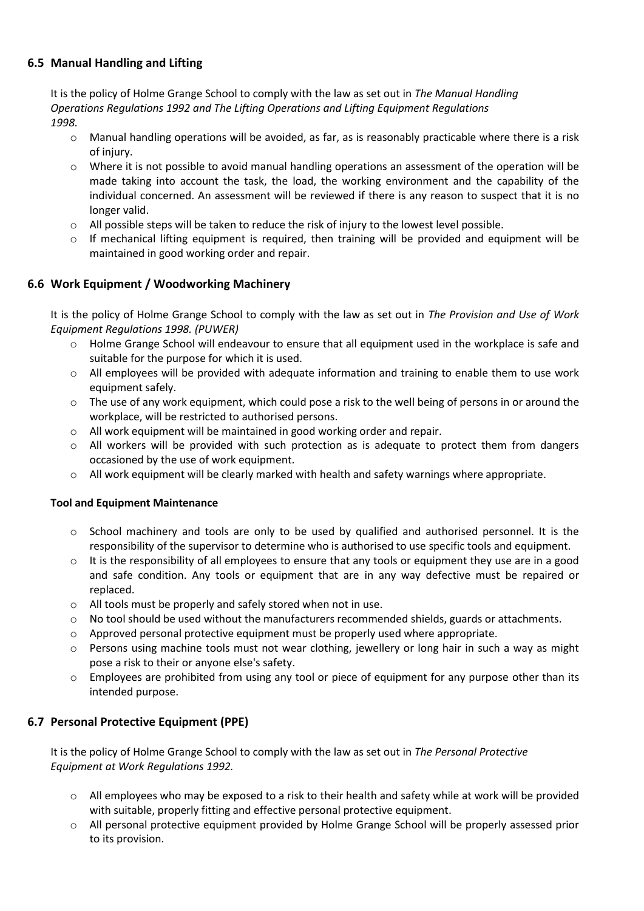### 6.5 Manual Handling and Lifting

It is the policy of Holme Grange School to comply with the law as set out in *The Manual Handling Operations Regulations 1992 and The Lifting Operations and Lifting Equipment Regulations 1998.*

- Manual handling operations will be avoided, as far, as is reasonably practicable where there is a risk of injury.
- Where it is not possible to avoid manual handling operations an assessment of the operation will be made taking into account the task, the load, the working environment and the capability of the individual concerned. An assessment will be reviewed if there is any reason to suspect that it is no longer valid.
- All possible steps will be taken to reduce the risk of injury to the lowest level possible.
- If mechanical lifting equipment is required, then training will be provided and equipment will be maintained in good working order and repair.

### 6.6 Work Equipment / Woodworking Machinery

It is the policy of Holme Grange School to comply with the law as set out in *The Provision and Use of Work Equipment Regulations 1998. (PUWER)*

- Holme Grange School will endeavour to ensure that all equipment used in the workplace is safe and suitable for the purpose for which it is used.
- All employees will be provided with adequate information and training to enable them to use work equipment safely.
- The use of any work equipment, which could pose a risk to the well being of persons in or around the workplace, will be restricted to authorised persons.
- All work equipment will be maintained in good working order and repair.
- All workers will be provided with such protection as is adequate to protect them from dangers occasioned by the use of work equipment.
- All work equipment will be clearly marked with health and safety warnings where appropriate.

**Tool and Equipment Maintenance**

- School machinery and tools are only to be used by qualified and authorised personnel. It is the responsibility of the supervisor to determine who is authorised to use specific tools and equipment.
- It is the responsibility of all employees to ensure that any tools or equipment they use are in a good and safe condition. Any tools or equipment that are in any way defective must be repaired or replaced.
- All tools must be properly and safely stored when not in use.
- No tool should be used without the manufacturers recommended shields, guards or attachments.
- Approved personal protective equipment must be properly used where appropriate.
- Persons using machine tools must not wear clothing, jewellery or long hair in such a way as might pose a risk to their or anyone else's safety.
- Employees are prohibited from using any tool or piece of equipment for any purpose other than its intended purpose.

### 6.7 Personal Protective Equipment (PPE)

It is the policy of Holme Grange School to comply with the law as set out in *The Personal Protective Equipment at Work Regulations 1992.*

- All employees who may be exposed to a risk to their health and safety while at work will be provided with suitable, properly fitting and effective personal protective equipment.
- All personal protective equipment provided by Holme Grange School will be properly assessed prior to its provision.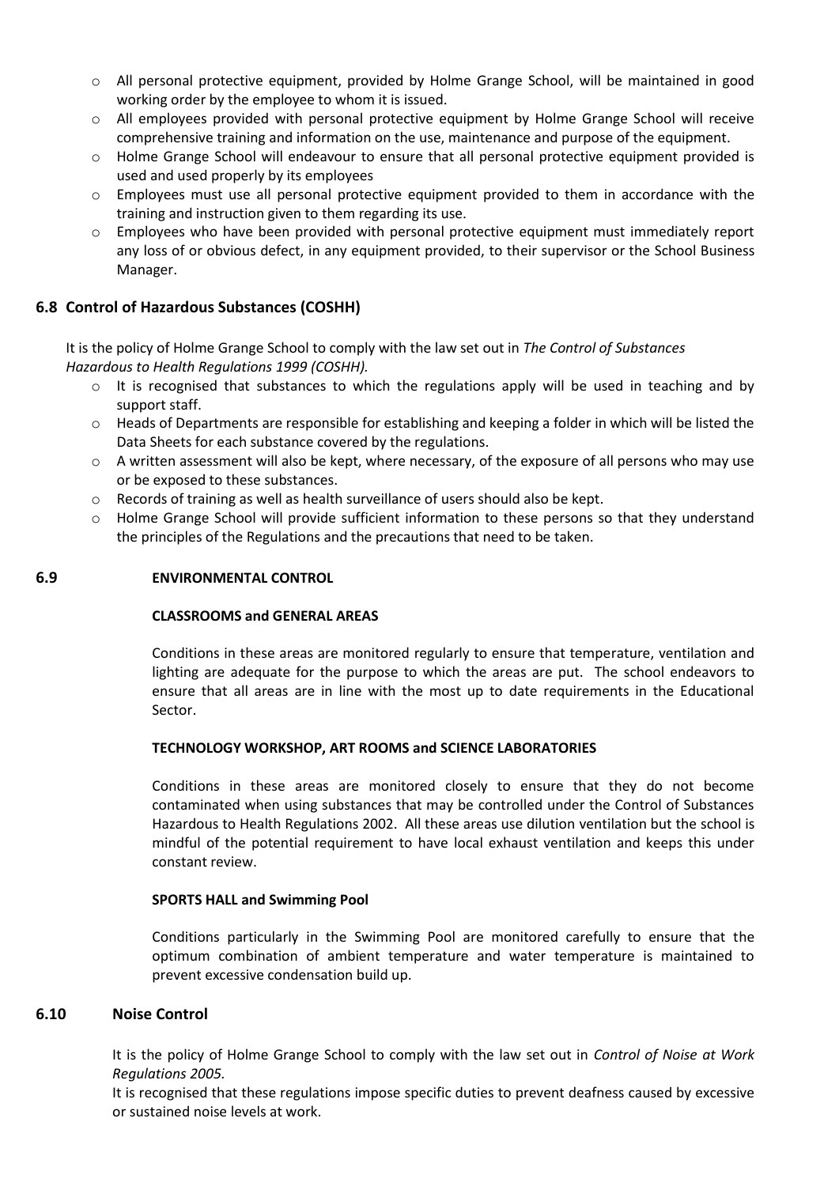- All personal protective equipment, provided by Holme Grange School, will be maintained in good working order by the employee to whom it is issued.
- All employees provided with personal protective equipment by Holme Grange School will receive comprehensive training and information on the use, maintenance and purpose of the equipment.
- Holme Grange School will endeavour to ensure that all personal protective equipment provided is used and used properly by its employees
- Employees must use all personal protective equipment provided to them in accordance with the training and instruction given to them regarding its use.
- Employees who have been provided with personal protective equipment must immediately report any loss of or obvious defect, in any equipment provided, to their supervisor or the School Business Manager.

## 6.8 Control of Hazardous Substances (COSHH)

It is the policy of Holme Grange School to comply with the law set out in *The Control of Substances Hazardous to Health Regulations 1999 (COSHH).*

- It is recognised that substances to which the regulations apply will be used in teaching and by support staff.
- Heads of Departments are responsible for establishing and keeping a folder in which will be listed the Data Sheets for each substance covered by the regulations.
- A written assessment will also be kept, where necessary, of the exposure of all persons who may use or be exposed to these substances.
- Records of training as well as health surveillance of users should also be kept.
- Holme Grange School will provide sufficient information to these persons so that they understand the principles of the Regulations and the precautions that need to be taken.

## 6.9 ENVIRONMENTAL CONTROL

**CLASSROOMS and GENERAL AREAS**

Conditions in these areas are monitored regularly to ensure that temperature, ventilation and lighting are adequate for the purpose to which the areas are put. The school endeavors to ensure that all areas are in line with the most up to date requirements in the Educational Sector.

**TECHNOLOGY WORKSHOP, ART ROOMS and SCIENCE LABORATORIES**

Conditions in these areas are monitored closely to ensure that they do not become contaminated when using substances that may be controlled under the Control of Substances Hazardous to Health Regulations 2002. All these areas use dilution ventilation but the school is mindful of the potential requirement to have local exhaust ventilation and keeps this under constant review.

**SPORTS HALL and Swimming Pool**

Conditions particularly in the Swimming Pool are monitored carefully to ensure that the optimum combination of ambient temperature and water temperature is maintained to prevent excessive condensation build up.

## 6.10 Noise Control

It is the policy of Holme Grange School to comply with the law set out in *Control of Noise at Work Regulations 2005.*

It is recognised that these regulations impose specific duties to prevent deafness caused by excessive or sustained noise levels at work.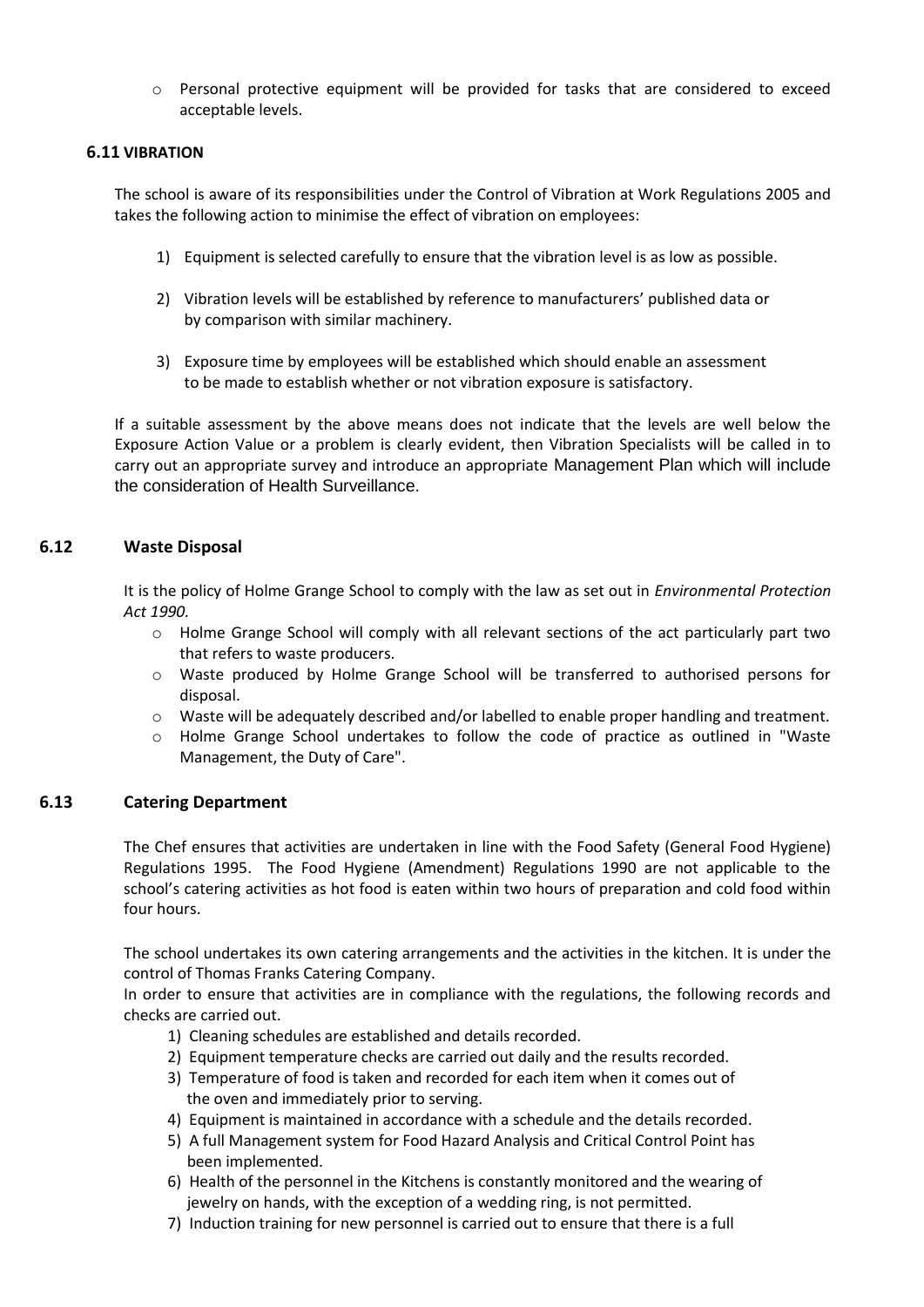- Personal protective equipment will be provided for tasks that are considered to exceed acceptable levels.

### 6.11 VIBRATION

The school is aware of its responsibilities under the Control of Vibration at Work Regulations 2005 and takes the following action to minimise the effect of vibration on employees:

1) Equipment is selected carefully to ensure that the vibration level is as low as possible.
2) Vibration levels will be established by reference to manufacturers' published data or by comparison with similar machinery.
3) Exposure time by employees will be established which should enable an assessment to be made to establish whether or not vibration exposure is satisfactory.

If a suitable assessment by the above means does not indicate that the levels are well below the Exposure Action Value or a problem is clearly evident, then Vibration Specialists will be called in to carry out an appropriate survey and introduce an appropriate Management Plan which will include the consideration of Health Surveillance.

### 6.12 Waste Disposal

It is the policy of Holme Grange School to comply with the law as set out in *Environmental Protection Act 1990.*

- Holme Grange School will comply with all relevant sections of the act particularly part two that refers to waste producers.
- Waste produced by Holme Grange School will be transferred to authorised persons for disposal.
- Waste will be adequately described and/or labelled to enable proper handling and treatment.
- Holme Grange School undertakes to follow the code of practice as outlined in "Waste Management, the Duty of Care".

### 6.13 Catering Department

The Chef ensures that activities are undertaken in line with the Food Safety (General Food Hygiene) Regulations 1995. The Food Hygiene (Amendment) Regulations 1990 are not applicable to the school's catering activities as hot food is eaten within two hours of preparation and cold food within four hours.

The school undertakes its own catering arrangements and the activities in the kitchen. It is under the control of Thomas Franks Catering Company.

In order to ensure that activities are in compliance with the regulations, the following records and checks are carried out.

1) Cleaning schedules are established and details recorded.
2) Equipment temperature checks are carried out daily and the results recorded.
3) Temperature of food is taken and recorded for each item when it comes out of the oven and immediately prior to serving.
4) Equipment is maintained in accordance with a schedule and the details recorded.
5) A full Management system for Food Hazard Analysis and Critical Control Point has been implemented.
6) Health of the personnel in the Kitchens is constantly monitored and the wearing of jewelry on hands, with the exception of a wedding ring, is not permitted.
7) Induction training for new personnel is carried out to ensure that there is a full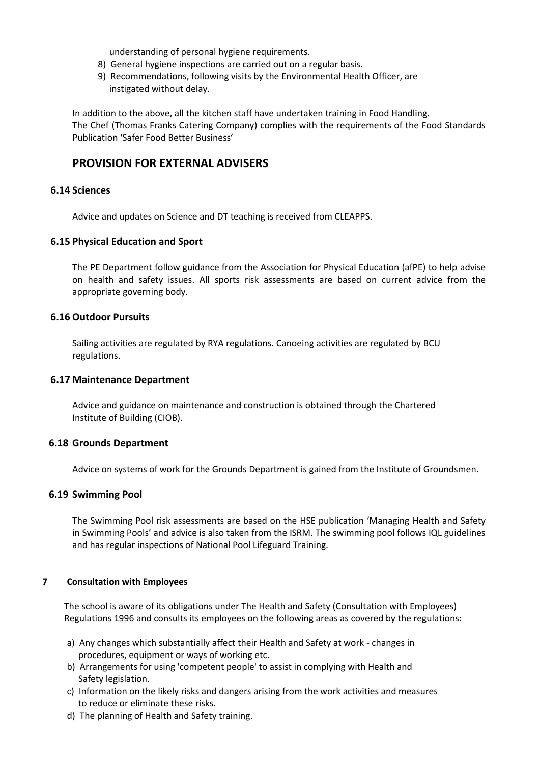understanding of personal hygiene requirements.

8) General hygiene inspections are carried out on a regular basis.
9) Recommendations, following visits by the Environmental Health Officer, are instigated without delay.

In addition to the above, all the kitchen staff have undertaken training in Food Handling. The Chef (Thomas Franks Catering Company) complies with the requirements of the Food Standards Publication 'Safer Food Better Business'

## PROVISION FOR EXTERNAL ADVISERS

### 6.14 Sciences

Advice and updates on Science and DT teaching is received from CLEAPPS.

### 6.15 Physical Education and Sport

The PE Department follow guidance from the Association for Physical Education (afPE) to help advise on health and safety issues. All sports risk assessments are based on current advice from the appropriate governing body.

### 6.16 Outdoor Pursuits

Sailing activities are regulated by RYA regulations. Canoeing activities are regulated by BCU regulations.

### 6.17 Maintenance Department

Advice and guidance on maintenance and construction is obtained through the Chartered Institute of Building (CIOB).

### 6.18 Grounds Department

Advice on systems of work for the Grounds Department is gained from the Institute of Groundsmen.

### 6.19 Swimming Pool

The Swimming Pool risk assessments are based on the HSE publication 'Managing Health and Safety in Swimming Pools' and advice is also taken from the ISRM. The swimming pool follows IQL guidelines and has regular inspections of National Pool Lifeguard Training.

## 7 Consultation with Employees

The school is aware of its obligations under The Health and Safety (Consultation with Employees) Regulations 1996 and consults its employees on the following areas as covered by the regulations:

a) Any changes which substantially affect their Health and Safety at work - changes in procedures, equipment or ways of working etc.
b) Arrangements for using 'competent people' to assist in complying with Health and Safety legislation.
c) Information on the likely risks and dangers arising from the work activities and measures to reduce or eliminate these risks.
d) The planning of Health and Safety training.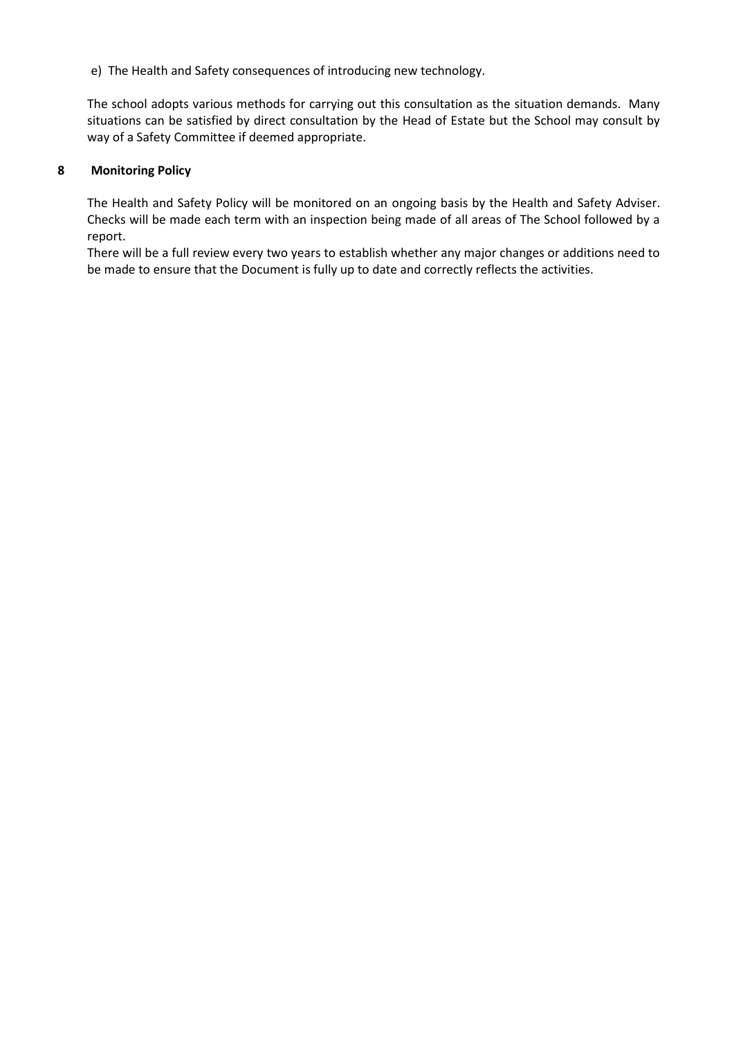e) The Health and Safety consequences of introducing new technology.

The school adopts various methods for carrying out this consultation as the situation demands. Many situations can be satisfied by direct consultation by the Head of Estate but the School may consult by way of a Safety Committee if deemed appropriate.

## 8 Monitoring Policy

The Health and Safety Policy will be monitored on an ongoing basis by the Health and Safety Adviser. Checks will be made each term with an inspection being made of all areas of The School followed by a report.

There will be a full review every two years to establish whether any major changes or additions need to be made to ensure that the Document is fully up to date and correctly reflects the activities.